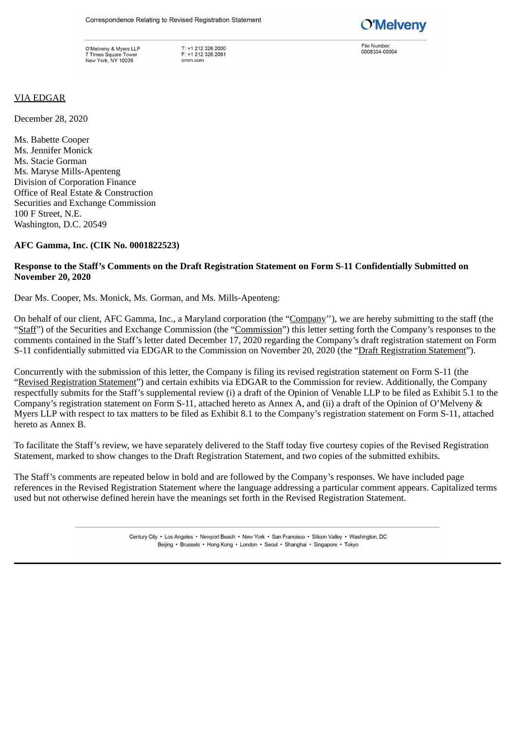Correspondence Relating to Revised Registration Statement

O'Melveny & Myers LLP
7 Times Square Tower
New York, NY 10036

T: +1 212 326 2000
F: +1 212 326 2061
omm.com

File Number:
0008334-00004

VIA EDGAR

December 28, 2020

Ms. Babette Cooper
Ms. Jennifer Monick
Ms. Stacie Gorman
Ms. Maryse Mills-Apenteng
Division of Corporation Finance
Office of Real Estate & Construction
Securities and Exchange Commission
100 F Street, N.E.
Washington, D.C. 20549

**AFC Gamma, Inc. (CIK No. 0001822523)**

**Response to the Staff's Comments on the Draft Registration Statement on Form S-11 Confidentially Submitted on November 20, 2020**

Dear Ms. Cooper, Ms. Monick, Ms. Gorman, and Ms. Mills-Apenteng:

On behalf of our client, AFC Gamma, Inc., a Maryland corporation (the "Company''), we are hereby submitting to the staff (the "Staff") of the Securities and Exchange Commission (the "Commission") this letter setting forth the Company's responses to the comments contained in the Staff's letter dated December 17, 2020 regarding the Company's draft registration statement on Form S-11 confidentially submitted via EDGAR to the Commission on November 20, 2020 (the "Draft Registration Statement").

Concurrently with the submission of this letter, the Company is filing its revised registration statement on Form S-11 (the "Revised Registration Statement") and certain exhibits via EDGAR to the Commission for review. Additionally, the Company respectfully submits for the Staff's supplemental review (i) a draft of the Opinion of Venable LLP to be filed as Exhibit 5.1 to the Company's registration statement on Form S-11, attached hereto as Annex A, and (ii) a draft of the Opinion of O'Melveny & Myers LLP with respect to tax matters to be filed as Exhibit 8.1 to the Company's registration statement on Form S-11, attached hereto as Annex B.

To facilitate the Staff's review, we have separately delivered to the Staff today five courtesy copies of the Revised Registration Statement, marked to show changes to the Draft Registration Statement, and two copies of the submitted exhibits.

The Staff's comments are repeated below in bold and are followed by the Company's responses. We have included page references in the Revised Registration Statement where the language addressing a particular comment appears. Capitalized terms used but not otherwise defined herein have the meanings set forth in the Revised Registration Statement.

Century City • Los Angeles • Newport Beach • New York • San Francisco • Silicon Valley • Washington, DC
Beijing • Brussels • Hong Kong • London • Seoul • Shanghai • Singapore • Tokyo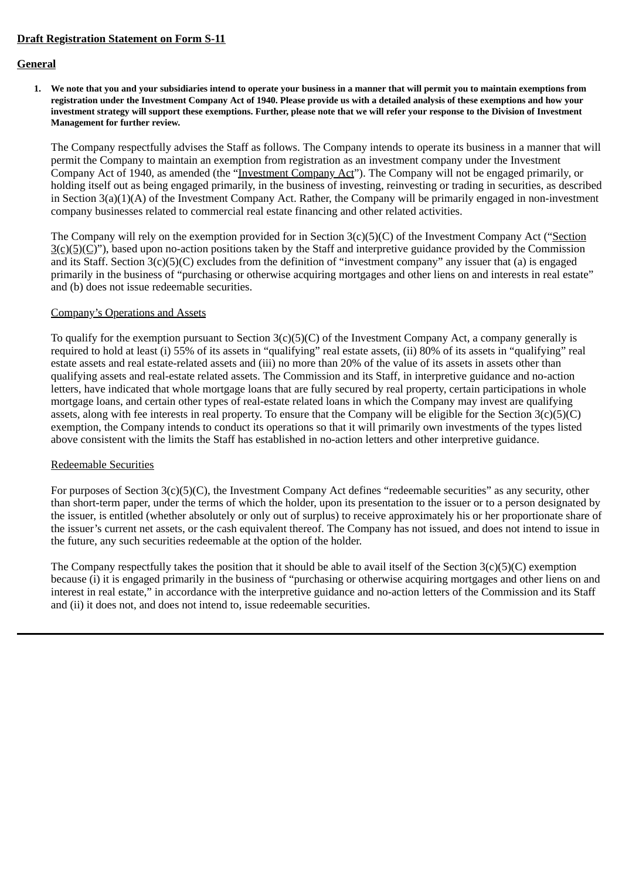**Draft Registration Statement on Form S-11**

**General**

1. **We note that you and your subsidiaries intend to operate your business in a manner that will permit you to maintain exemptions from registration under the Investment Company Act of 1940. Please provide us with a detailed analysis of these exemptions and how your investment strategy will support these exemptions. Further, please note that we will refer your response to the Division of Investment Management for further review.**

The Company respectfully advises the Staff as follows. The Company intends to operate its business in a manner that will permit the Company to maintain an exemption from registration as an investment company under the Investment Company Act of 1940, as amended (the "Investment Company Act"). The Company will not be engaged primarily, or holding itself out as being engaged primarily, in the business of investing, reinvesting or trading in securities, as described in Section 3(a)(1)(A) of the Investment Company Act. Rather, the Company will be primarily engaged in non-investment company businesses related to commercial real estate financing and other related activities.

The Company will rely on the exemption provided for in Section 3(c)(5)(C) of the Investment Company Act ("Section 3(c)(5)(C)"), based upon no-action positions taken by the Staff and interpretive guidance provided by the Commission and its Staff. Section 3(c)(5)(C) excludes from the definition of "investment company" any issuer that (a) is engaged primarily in the business of "purchasing or otherwise acquiring mortgages and other liens on and interests in real estate" and (b) does not issue redeemable securities.

Company's Operations and Assets

To qualify for the exemption pursuant to Section 3(c)(5)(C) of the Investment Company Act, a company generally is required to hold at least (i) 55% of its assets in "qualifying" real estate assets, (ii) 80% of its assets in "qualifying" real estate assets and real estate-related assets and (iii) no more than 20% of the value of its assets in assets other than qualifying assets and real-estate related assets. The Commission and its Staff, in interpretive guidance and no-action letters, have indicated that whole mortgage loans that are fully secured by real property, certain participations in whole mortgage loans, and certain other types of real-estate related loans in which the Company may invest are qualifying assets, along with fee interests in real property. To ensure that the Company will be eligible for the Section 3(c)(5)(C) exemption, the Company intends to conduct its operations so that it will primarily own investments of the types listed above consistent with the limits the Staff has established in no-action letters and other interpretive guidance.

Redeemable Securities

For purposes of Section 3(c)(5)(C), the Investment Company Act defines "redeemable securities" as any security, other than short-term paper, under the terms of which the holder, upon its presentation to the issuer or to a person designated by the issuer, is entitled (whether absolutely or only out of surplus) to receive approximately his or her proportionate share of the issuer's current net assets, or the cash equivalent thereof. The Company has not issued, and does not intend to issue in the future, any such securities redeemable at the option of the holder.

The Company respectfully takes the position that it should be able to avail itself of the Section 3(c)(5)(C) exemption because (i) it is engaged primarily in the business of "purchasing or otherwise acquiring mortgages and other liens on and interest in real estate," in accordance with the interpretive guidance and no-action letters of the Commission and its Staff and (ii) it does not, and does not intend to, issue redeemable securities.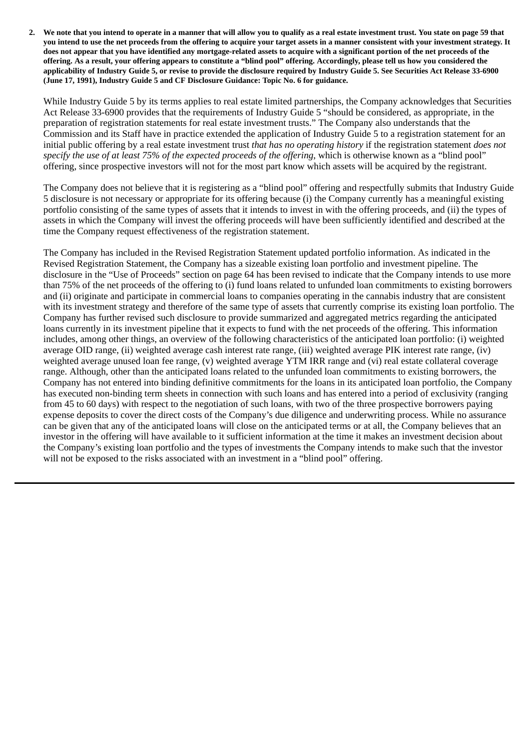**2. We note that you intend to operate in a manner that will allow you to qualify as a real estate investment trust. You state on page 59 that you intend to use the net proceeds from the offering to acquire your target assets in a manner consistent with your investment strategy. It does not appear that you have identified any mortgage-related assets to acquire with a significant portion of the net proceeds of the offering. As a result, your offering appears to constitute a "blind pool" offering. Accordingly, please tell us how you considered the applicability of Industry Guide 5, or revise to provide the disclosure required by Industry Guide 5. See Securities Act Release 33-6900 (June 17, 1991), Industry Guide 5 and CF Disclosure Guidance: Topic No. 6 for guidance.**

While Industry Guide 5 by its terms applies to real estate limited partnerships, the Company acknowledges that Securities Act Release 33-6900 provides that the requirements of Industry Guide 5 "should be considered, as appropriate, in the preparation of registration statements for real estate investment trusts." The Company also understands that the Commission and its Staff have in practice extended the application of Industry Guide 5 to a registration statement for an initial public offering by a real estate investment trust *that has no operating history* if the registration statement *does not specify the use of at least 75% of the expected proceeds of the offering*, which is otherwise known as a "blind pool" offering, since prospective investors will not for the most part know which assets will be acquired by the registrant.

The Company does not believe that it is registering as a "blind pool" offering and respectfully submits that Industry Guide 5 disclosure is not necessary or appropriate for its offering because (i) the Company currently has a meaningful existing portfolio consisting of the same types of assets that it intends to invest in with the offering proceeds, and (ii) the types of assets in which the Company will invest the offering proceeds will have been sufficiently identified and described at the time the Company request effectiveness of the registration statement.

The Company has included in the Revised Registration Statement updated portfolio information. As indicated in the Revised Registration Statement, the Company has a sizeable existing loan portfolio and investment pipeline. The disclosure in the "Use of Proceeds" section on page 64 has been revised to indicate that the Company intends to use more than 75% of the net proceeds of the offering to (i) fund loans related to unfunded loan commitments to existing borrowers and (ii) originate and participate in commercial loans to companies operating in the cannabis industry that are consistent with its investment strategy and therefore of the same type of assets that currently comprise its existing loan portfolio. The Company has further revised such disclosure to provide summarized and aggregated metrics regarding the anticipated loans currently in its investment pipeline that it expects to fund with the net proceeds of the offering. This information includes, among other things, an overview of the following characteristics of the anticipated loan portfolio: (i) weighted average OID range, (ii) weighted average cash interest rate range, (iii) weighted average PIK interest rate range, (iv) weighted average unused loan fee range, (v) weighted average YTM IRR range and (vi) real estate collateral coverage range. Although, other than the anticipated loans related to the unfunded loan commitments to existing borrowers, the Company has not entered into binding definitive commitments for the loans in its anticipated loan portfolio, the Company has executed non-binding term sheets in connection with such loans and has entered into a period of exclusivity (ranging from 45 to 60 days) with respect to the negotiation of such loans, with two of the three prospective borrowers paying expense deposits to cover the direct costs of the Company's due diligence and underwriting process. While no assurance can be given that any of the anticipated loans will close on the anticipated terms or at all, the Company believes that an investor in the offering will have available to it sufficient information at the time it makes an investment decision about the Company's existing loan portfolio and the types of investments the Company intends to make such that the investor will not be exposed to the risks associated with an investment in a "blind pool" offering.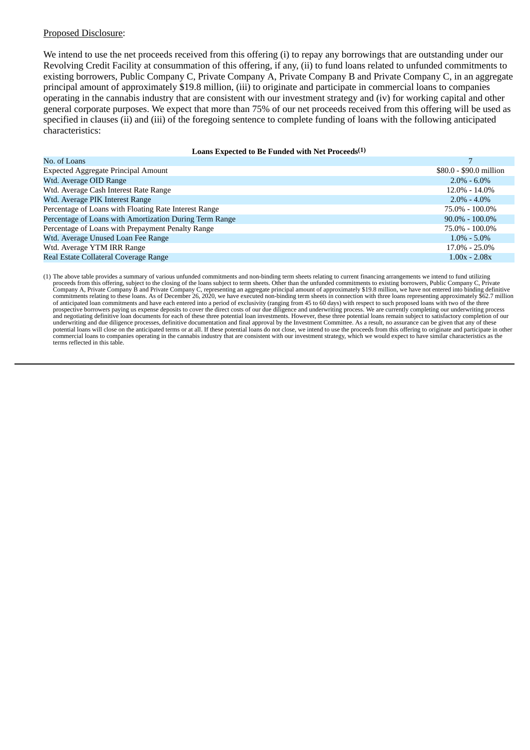Proposed Disclosure:

We intend to use the net proceeds received from this offering (i) to repay any borrowings that are outstanding under our Revolving Credit Facility at consummation of this offering, if any, (ii) to fund loans related to unfunded commitments to existing borrowers, Public Company C, Private Company A, Private Company B and Private Company C, in an aggregate principal amount of approximately $19.8 million, (iii) to originate and participate in commercial loans to companies operating in the cannabis industry that are consistent with our investment strategy and (iv) for working capital and other general corporate purposes. We expect that more than 75% of our net proceeds received from this offering will be used as specified in clauses (ii) and (iii) of the foregoing sentence to complete funding of loans with the following anticipated characteristics:

**Loans Expected to Be Funded with Net Proceeds(1)**

| | |
|---|---|
| No. of Loans | 7 |
| Expected Aggregate Principal Amount | $80.0 - $90.0 million |
| Wtd. Average OID Range | 2.0% - 6.0% |
| Wtd. Average Cash Interest Rate Range | 12.0% - 14.0% |
| Wtd. Average PIK Interest Range | 2.0% - 4.0% |
| Percentage of Loans with Floating Rate Interest Range | 75.0% - 100.0% |
| Percentage of Loans with Amortization During Term Range | 90.0% - 100.0% |
| Percentage of Loans with Prepayment Penalty Range | 75.0% - 100.0% |
| Wtd. Average Unused Loan Fee Range | 1.0% - 5.0% |
| Wtd. Average YTM IRR Range | 17.0% - 25.0% |
| Real Estate Collateral Coverage Range | 1.00x - 2.08x |

(1) The above table provides a summary of various unfunded commitments and non-binding term sheets relating to current financing arrangements we intend to fund utilizing proceeds from this offering, subject to the closing of the loans subject to term sheets. Other than the unfunded commitments to existing borrowers, Public Company C, Private Company A, Private Company B and Private Company C, representing an aggregate principal amount of approximately $19.8 million, we have not entered into binding definitive commitments relating to these loans. As of December 26, 2020, we have executed non-binding term sheets in connection with three loans representing approximately $62.7 million of anticipated loan commitments and have each entered into a period of exclusivity (ranging from 45 to 60 days) with respect to such proposed loans with two of the three prospective borrowers paying us expense deposits to cover the direct costs of our due diligence and underwriting process. We are currently completing our underwriting process and negotiating definitive loan documents for each of these three potential loan investments. However, these three potential loans remain subject to satisfactory completion of our underwriting and due diligence processes, definitive documentation and final approval by the Investment Committee. As a result, no assurance can be given that any of these potential loans will close on the anticipated terms or at all. If these potential loans do not close, we intend to use the proceeds from this offering to originate and participate in other commercial loans to companies operating in the cannabis industry that are consistent with our investment strategy, which we would expect to have similar characteristics as the terms reflected in this table.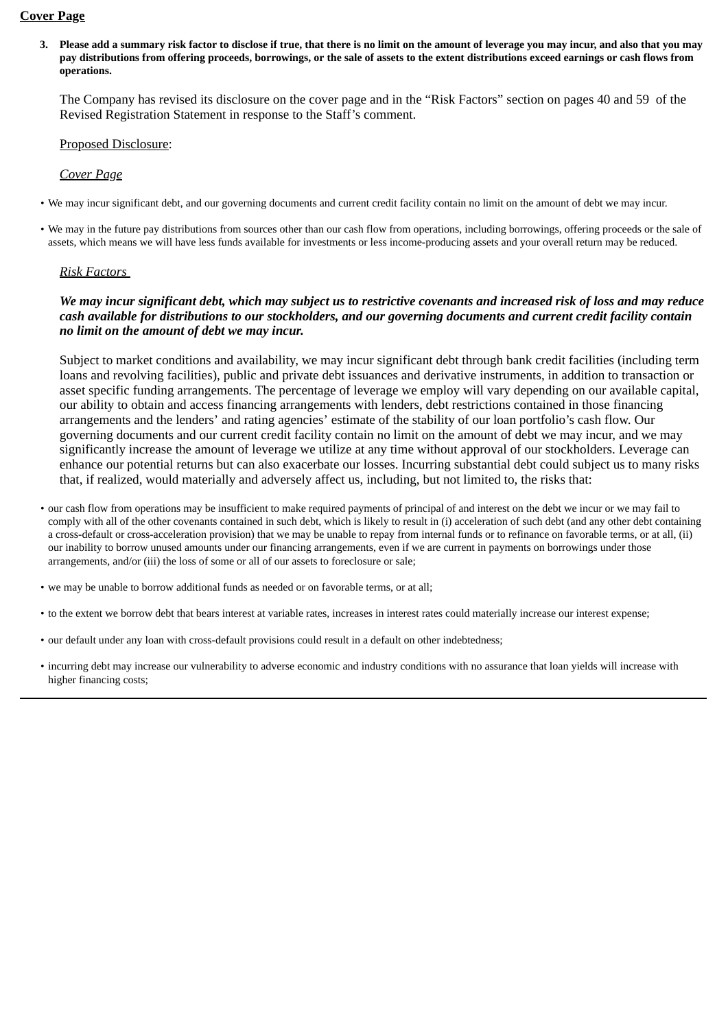**Cover Page**

3. **Please add a summary risk factor to disclose if true, that there is no limit on the amount of leverage you may incur, and also that you may pay distributions from offering proceeds, borrowings, or the sale of assets to the extent distributions exceed earnings or cash flows from operations.**

The Company has revised its disclosure on the cover page and in the "Risk Factors" section on pages 40 and 59 of the Revised Registration Statement in response to the Staff's comment.

Proposed Disclosure:

*Cover Page*

- We may incur significant debt, and our governing documents and current credit facility contain no limit on the amount of debt we may incur.
- We may in the future pay distributions from sources other than our cash flow from operations, including borrowings, offering proceeds or the sale of assets, which means we will have less funds available for investments or less income-producing assets and your overall return may be reduced.

*Risk Factors*

***We may incur significant debt, which may subject us to restrictive covenants and increased risk of loss and may reduce cash available for distributions to our stockholders, and our governing documents and current credit facility contain no limit on the amount of debt we may incur.***

Subject to market conditions and availability, we may incur significant debt through bank credit facilities (including term loans and revolving facilities), public and private debt issuances and derivative instruments, in addition to transaction or asset specific funding arrangements. The percentage of leverage we employ will vary depending on our available capital, our ability to obtain and access financing arrangements with lenders, debt restrictions contained in those financing arrangements and the lenders' and rating agencies' estimate of the stability of our loan portfolio's cash flow. Our governing documents and our current credit facility contain no limit on the amount of debt we may incur, and we may significantly increase the amount of leverage we utilize at any time without approval of our stockholders. Leverage can enhance our potential returns but can also exacerbate our losses. Incurring substantial debt could subject us to many risks that, if realized, would materially and adversely affect us, including, but not limited to, the risks that:

- our cash flow from operations may be insufficient to make required payments of principal of and interest on the debt we incur or we may fail to comply with all of the other covenants contained in such debt, which is likely to result in (i) acceleration of such debt (and any other debt containing a cross-default or cross-acceleration provision) that we may be unable to repay from internal funds or to refinance on favorable terms, or at all, (ii) our inability to borrow unused amounts under our financing arrangements, even if we are current in payments on borrowings under those arrangements, and/or (iii) the loss of some or all of our assets to foreclosure or sale;
- we may be unable to borrow additional funds as needed or on favorable terms, or at all;
- to the extent we borrow debt that bears interest at variable rates, increases in interest rates could materially increase our interest expense;
- our default under any loan with cross-default provisions could result in a default on other indebtedness;
- incurring debt may increase our vulnerability to adverse economic and industry conditions with no assurance that loan yields will increase with higher financing costs;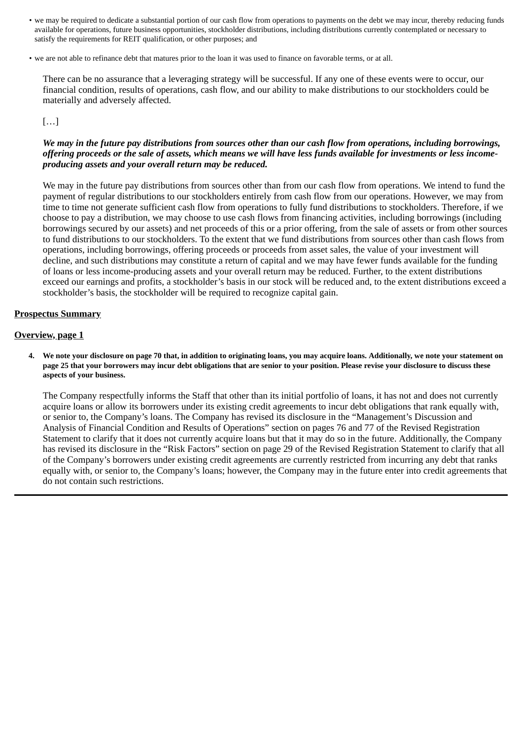- we may be required to dedicate a substantial portion of our cash flow from operations to payments on the debt we may incur, thereby reducing funds available for operations, future business opportunities, stockholder distributions, including distributions currently contemplated or necessary to satisfy the requirements for REIT qualification, or other purposes; and
- we are not able to refinance debt that matures prior to the loan it was used to finance on favorable terms, or at all.

There can be no assurance that a leveraging strategy will be successful. If any one of these events were to occur, our financial condition, results of operations, cash flow, and our ability to make distributions to our stockholders could be materially and adversely affected.

[…]

***We may in the future pay distributions from sources other than our cash flow from operations, including borrowings, offering proceeds or the sale of assets, which means we will have less funds available for investments or less income-producing assets and your overall return may be reduced.***

We may in the future pay distributions from sources other than from our cash flow from operations. We intend to fund the payment of regular distributions to our stockholders entirely from cash flow from our operations. However, we may from time to time not generate sufficient cash flow from operations to fully fund distributions to stockholders. Therefore, if we choose to pay a distribution, we may choose to use cash flows from financing activities, including borrowings (including borrowings secured by our assets) and net proceeds of this or a prior offering, from the sale of assets or from other sources to fund distributions to our stockholders. To the extent that we fund distributions from sources other than cash flows from operations, including borrowings, offering proceeds or proceeds from asset sales, the value of your investment will decline, and such distributions may constitute a return of capital and we may have fewer funds available for the funding of loans or less income-producing assets and your overall return may be reduced. Further, to the extent distributions exceed our earnings and profits, a stockholder's basis in our stock will be reduced and, to the extent distributions exceed a stockholder's basis, the stockholder will be required to recognize capital gain.

**Prospectus Summary**

**Overview, page 1**

**4. We note your disclosure on page 70 that, in addition to originating loans, you may acquire loans. Additionally, we note your statement on page 25 that your borrowers may incur debt obligations that are senior to your position. Please revise your disclosure to discuss these aspects of your business.**

The Company respectfully informs the Staff that other than its initial portfolio of loans, it has not and does not currently acquire loans or allow its borrowers under its existing credit agreements to incur debt obligations that rank equally with, or senior to, the Company's loans. The Company has revised its disclosure in the "Management's Discussion and Analysis of Financial Condition and Results of Operations" section on pages 76 and 77 of the Revised Registration Statement to clarify that it does not currently acquire loans but that it may do so in the future. Additionally, the Company has revised its disclosure in the "Risk Factors" section on page 29 of the Revised Registration Statement to clarify that all of the Company's borrowers under existing credit agreements are currently restricted from incurring any debt that ranks equally with, or senior to, the Company's loans; however, the Company may in the future enter into credit agreements that do not contain such restrictions.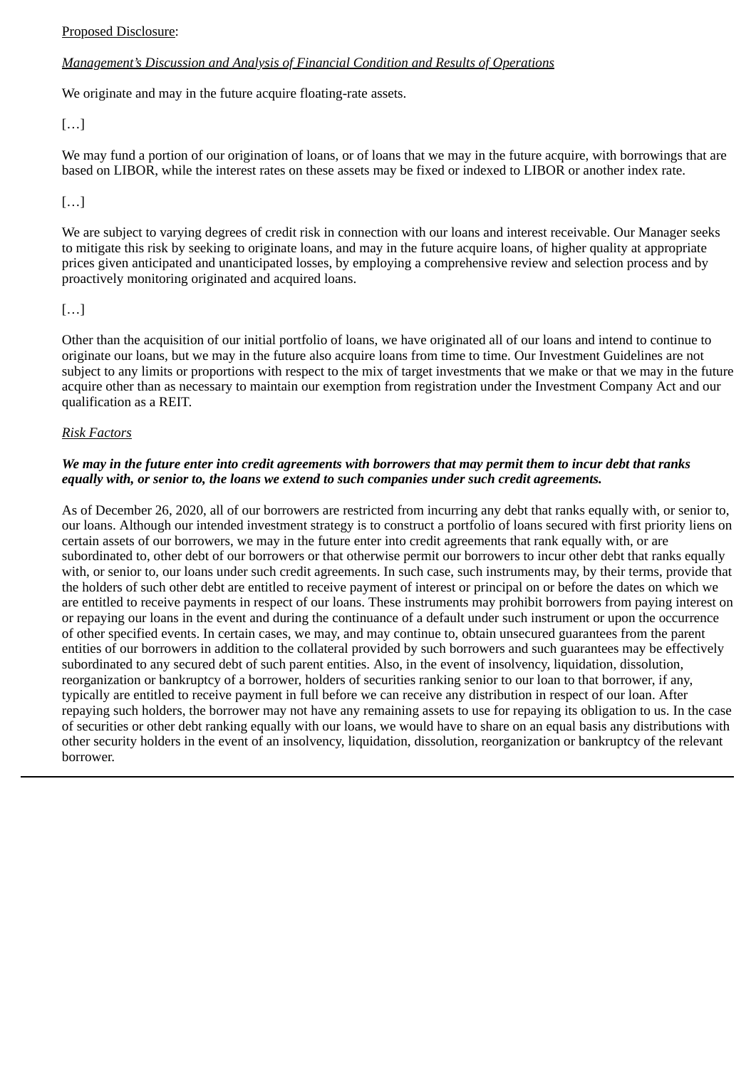Proposed Disclosure:

*Management's Discussion and Analysis of Financial Condition and Results of Operations*

We originate and may in the future acquire floating-rate assets.

[…]

We may fund a portion of our origination of loans, or of loans that we may in the future acquire, with borrowings that are based on LIBOR, while the interest rates on these assets may be fixed or indexed to LIBOR or another index rate.

[…]

We are subject to varying degrees of credit risk in connection with our loans and interest receivable. Our Manager seeks to mitigate this risk by seeking to originate loans, and may in the future acquire loans, of higher quality at appropriate prices given anticipated and unanticipated losses, by employing a comprehensive review and selection process and by proactively monitoring originated and acquired loans.

[…]

Other than the acquisition of our initial portfolio of loans, we have originated all of our loans and intend to continue to originate our loans, but we may in the future also acquire loans from time to time. Our Investment Guidelines are not subject to any limits or proportions with respect to the mix of target investments that we make or that we may in the future acquire other than as necessary to maintain our exemption from registration under the Investment Company Act and our qualification as a REIT.

*Risk Factors*

***We may in the future enter into credit agreements with borrowers that may permit them to incur debt that ranks equally with, or senior to, the loans we extend to such companies under such credit agreements.***

As of December 26, 2020, all of our borrowers are restricted from incurring any debt that ranks equally with, or senior to, our loans. Although our intended investment strategy is to construct a portfolio of loans secured with first priority liens on certain assets of our borrowers, we may in the future enter into credit agreements that rank equally with, or are subordinated to, other debt of our borrowers or that otherwise permit our borrowers to incur other debt that ranks equally with, or senior to, our loans under such credit agreements. In such case, such instruments may, by their terms, provide that the holders of such other debt are entitled to receive payment of interest or principal on or before the dates on which we are entitled to receive payments in respect of our loans. These instruments may prohibit borrowers from paying interest on or repaying our loans in the event and during the continuance of a default under such instrument or upon the occurrence of other specified events. In certain cases, we may, and may continue to, obtain unsecured guarantees from the parent entities of our borrowers in addition to the collateral provided by such borrowers and such guarantees may be effectively subordinated to any secured debt of such parent entities. Also, in the event of insolvency, liquidation, dissolution, reorganization or bankruptcy of a borrower, holders of securities ranking senior to our loan to that borrower, if any, typically are entitled to receive payment in full before we can receive any distribution in respect of our loan. After repaying such holders, the borrower may not have any remaining assets to use for repaying its obligation to us. In the case of securities or other debt ranking equally with our loans, we would have to share on an equal basis any distributions with other security holders in the event of an insolvency, liquidation, dissolution, reorganization or bankruptcy of the relevant borrower.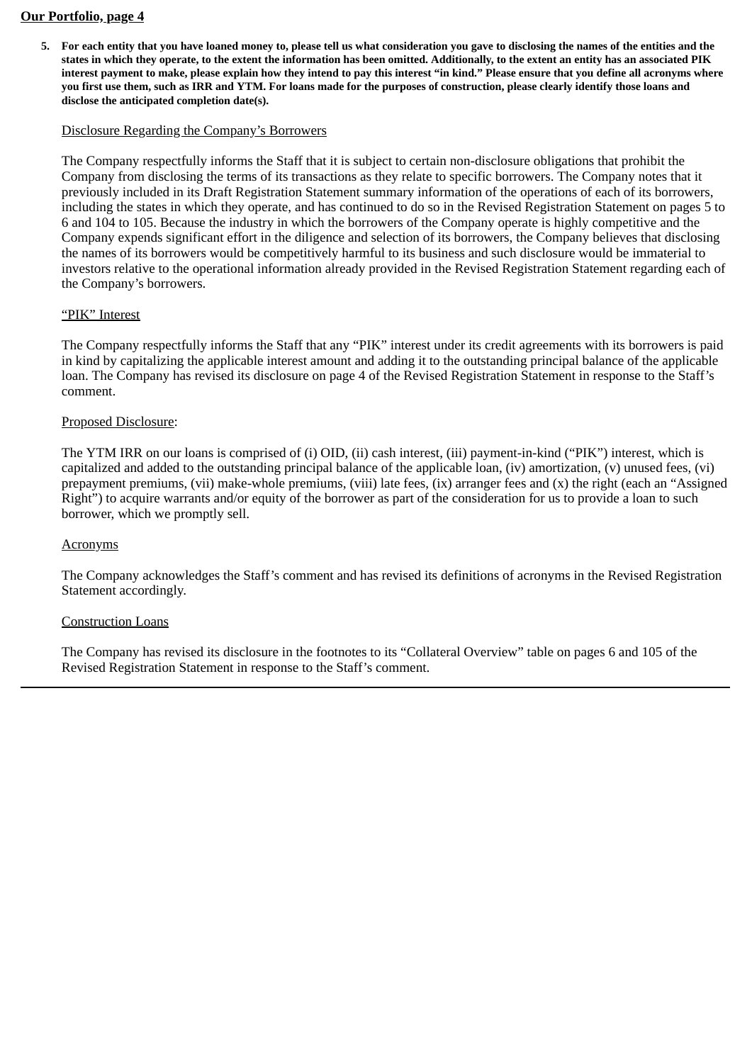**Our Portfolio, page 4**

5. **For each entity that you have loaned money to, please tell us what consideration you gave to disclosing the names of the entities and the states in which they operate, to the extent the information has been omitted. Additionally, to the extent an entity has an associated PIK interest payment to make, please explain how they intend to pay this interest "in kind." Please ensure that you define all acronyms where you first use them, such as IRR and YTM. For loans made for the purposes of construction, please clearly identify those loans and disclose the anticipated completion date(s).**

Disclosure Regarding the Company's Borrowers

The Company respectfully informs the Staff that it is subject to certain non-disclosure obligations that prohibit the Company from disclosing the terms of its transactions as they relate to specific borrowers. The Company notes that it previously included in its Draft Registration Statement summary information of the operations of each of its borrowers, including the states in which they operate, and has continued to do so in the Revised Registration Statement on pages 5 to 6 and 104 to 105. Because the industry in which the borrowers of the Company operate is highly competitive and the Company expends significant effort in the diligence and selection of its borrowers, the Company believes that disclosing the names of its borrowers would be competitively harmful to its business and such disclosure would be immaterial to investors relative to the operational information already provided in the Revised Registration Statement regarding each of the Company's borrowers.

"PIK" Interest

The Company respectfully informs the Staff that any "PIK" interest under its credit agreements with its borrowers is paid in kind by capitalizing the applicable interest amount and adding it to the outstanding principal balance of the applicable loan. The Company has revised its disclosure on page 4 of the Revised Registration Statement in response to the Staff's comment.

Proposed Disclosure:

The YTM IRR on our loans is comprised of (i) OID, (ii) cash interest, (iii) payment-in-kind ("PIK") interest, which is capitalized and added to the outstanding principal balance of the applicable loan, (iv) amortization, (v) unused fees, (vi) prepayment premiums, (vii) make-whole premiums, (viii) late fees, (ix) arranger fees and (x) the right (each an "Assigned Right") to acquire warrants and/or equity of the borrower as part of the consideration for us to provide a loan to such borrower, which we promptly sell.

Acronyms

The Company acknowledges the Staff's comment and has revised its definitions of acronyms in the Revised Registration Statement accordingly.

Construction Loans

The Company has revised its disclosure in the footnotes to its "Collateral Overview" table on pages 6 and 105 of the Revised Registration Statement in response to the Staff's comment.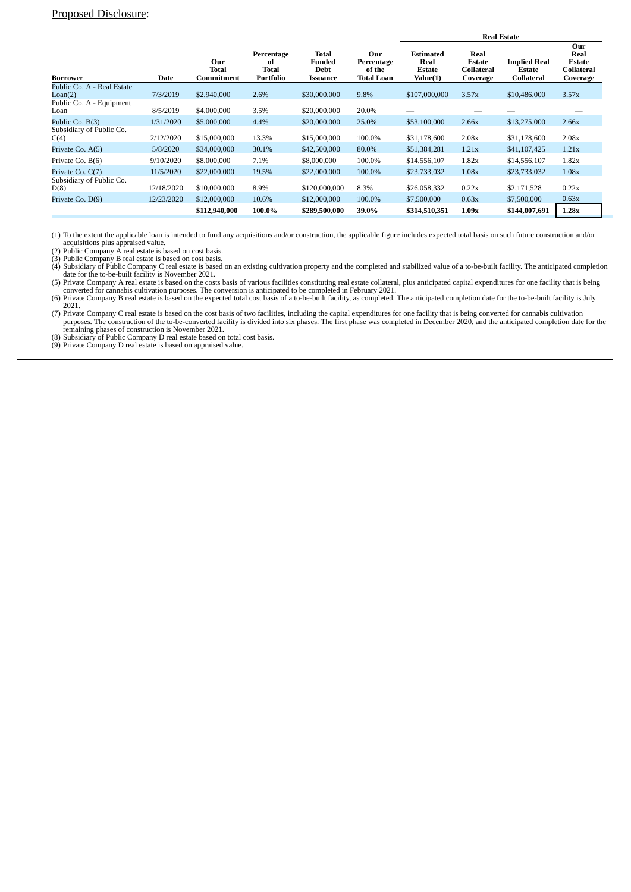Proposed Disclosure:

| Borrower | Date | Our Total Commitment | Percentage of Total Portfolio | Total Funded Debt Issuance | Our Percentage of the Total Loan | Real Estate | | | |
|---|---|---|---|---|---|---|---|---|---|
| | | | | | | Estimated Real Estate Value(1) | Real Estate Collateral Coverage | Implied Real Estate Collateral | Our Real Estate Collateral Coverage |
| Public Co. A - Real Estate Loan(2) | 7/3/2019 | $2,940,000 | 2.6% | $30,000,000 | 9.8% | $107,000,000 | 3.57x | $10,486,000 | 3.57x |
| Public Co. A - Equipment Loan | 8/5/2019 | $4,000,000 | 3.5% | $20,000,000 | 20.0% | — | — | — | — |
| Public Co. B(3) | 1/31/2020 | $5,000,000 | 4.4% | $20,000,000 | 25.0% | $53,100,000 | 2.66x | $13,275,000 | 2.66x |
| Subsidiary of Public Co. C(4) | 2/12/2020 | $15,000,000 | 13.3% | $15,000,000 | 100.0% | $31,178,600 | 2.08x | $31,178,600 | 2.08x |
| Private Co. A(5) | 5/8/2020 | $34,000,000 | 30.1% | $42,500,000 | 80.0% | $51,384,281 | 1.21x | $41,107,425 | 1.21x |
| Private Co. B(6) | 9/10/2020 | $8,000,000 | 7.1% | $8,000,000 | 100.0% | $14,556,107 | 1.82x | $14,556,107 | 1.82x |
| Private Co. C(7) | 11/5/2020 | $22,000,000 | 19.5% | $22,000,000 | 100.0% | $23,733,032 | 1.08x | $23,733,032 | 1.08x |
| Subsidiary of Public Co. D(8) | 12/18/2020 | $10,000,000 | 8.9% | $120,000,000 | 8.3% | $26,058,332 | 0.22x | $2,171,528 | 0.22x |
| Private Co. D(9) | 12/23/2020 | $12,000,000 | 10.6% | $12,000,000 | 100.0% | $7,500,000 | 0.63x | $7,500,000 | 0.63x |
| | | **$112,940,000** | **100.0%** | **$289,500,000** | **39.0%** | **$314,510,351** | **1.09x** | **$144,007,691** | **1.28x** |

(1) To the extent the applicable loan is intended to fund any acquisitions and/or construction, the applicable figure includes expected total basis on such future construction and/or acquisitions plus appraised value.

(2) Public Company A real estate is based on cost basis.

(3) Public Company B real estate is based on cost basis.

(4) Subsidiary of Public Company C real estate is based on an existing cultivation property and the completed and stabilized value of a to-be-built facility. The anticipated completion date for the to-be-built facility is November 2021.

(5) Private Company A real estate is based on the costs basis of various facilities constituting real estate collateral, plus anticipated capital expenditures for one facility that is being converted for cannabis cultivation purposes. The conversion is anticipated to be completed in February 2021.

(6) Private Company B real estate is based on the expected total cost basis of a to-be-built facility, as completed. The anticipated completion date for the to-be-built facility is July 2021.

(7) Private Company C real estate is based on the cost basis of two facilities, including the capital expenditures for one facility that is being converted for cannabis cultivation purposes. The construction of the to-be-converted facility is divided into six phases. The first phase was completed in December 2020, and the anticipated completion date for the remaining phases of construction is November 2021.

(8) Subsidiary of Public Company D real estate based on total cost basis.

(9) Private Company D real estate is based on appraised value.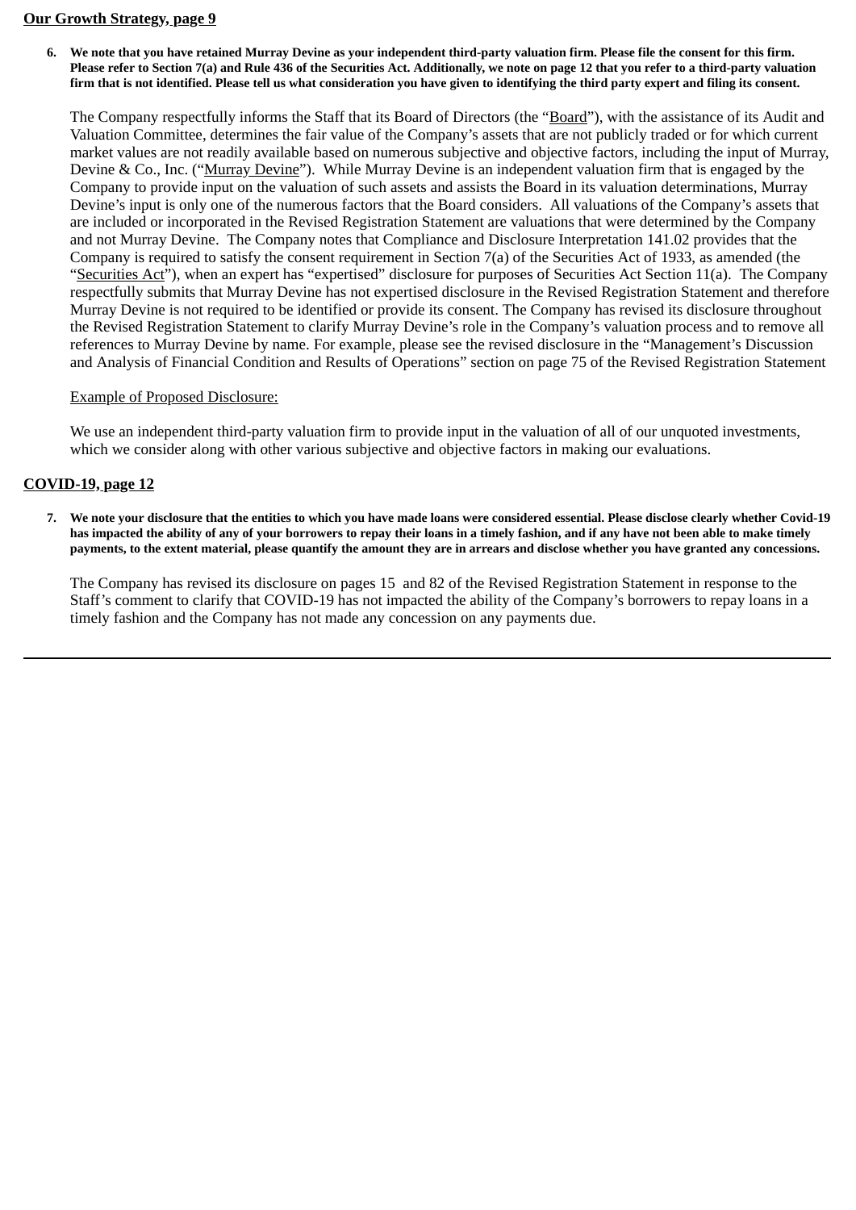**Our Growth Strategy, page 9**

6. **We note that you have retained Murray Devine as your independent third-party valuation firm. Please file the consent for this firm. Please refer to Section 7(a) and Rule 436 of the Securities Act. Additionally, we note on page 12 that you refer to a third-party valuation firm that is not identified. Please tell us what consideration you have given to identifying the third party expert and filing its consent.**

   The Company respectfully informs the Staff that its Board of Directors (the "Board"), with the assistance of its Audit and Valuation Committee, determines the fair value of the Company's assets that are not publicly traded or for which current market values are not readily available based on numerous subjective and objective factors, including the input of Murray, Devine & Co., Inc. ("Murray Devine"). While Murray Devine is an independent valuation firm that is engaged by the Company to provide input on the valuation of such assets and assists the Board in its valuation determinations, Murray Devine's input is only one of the numerous factors that the Board considers. All valuations of the Company's assets that are included or incorporated in the Revised Registration Statement are valuations that were determined by the Company and not Murray Devine. The Company notes that Compliance and Disclosure Interpretation 141.02 provides that the Company is required to satisfy the consent requirement in Section 7(a) of the Securities Act of 1933, as amended (the "Securities Act"), when an expert has "expertised" disclosure for purposes of Securities Act Section 11(a). The Company respectfully submits that Murray Devine has not expertised disclosure in the Revised Registration Statement and therefore Murray Devine is not required to be identified or provide its consent. The Company has revised its disclosure throughout the Revised Registration Statement to clarify Murray Devine's role in the Company's valuation process and to remove all references to Murray Devine by name. For example, please see the revised disclosure in the "Management's Discussion and Analysis of Financial Condition and Results of Operations" section on page 75 of the Revised Registration Statement

   Example of Proposed Disclosure:

   We use an independent third-party valuation firm to provide input in the valuation of all of our unquoted investments, which we consider along with other various subjective and objective factors in making our evaluations.

**COVID-19, page 12**

7. **We note your disclosure that the entities to which you have made loans were considered essential. Please disclose clearly whether Covid-19 has impacted the ability of any of your borrowers to repay their loans in a timely fashion, and if any have not been able to make timely payments, to the extent material, please quantify the amount they are in arrears and disclose whether you have granted any concessions.**

   The Company has revised its disclosure on pages 15 and 82 of the Revised Registration Statement in response to the Staff's comment to clarify that COVID-19 has not impacted the ability of the Company's borrowers to repay loans in a timely fashion and the Company has not made any concession on any payments due.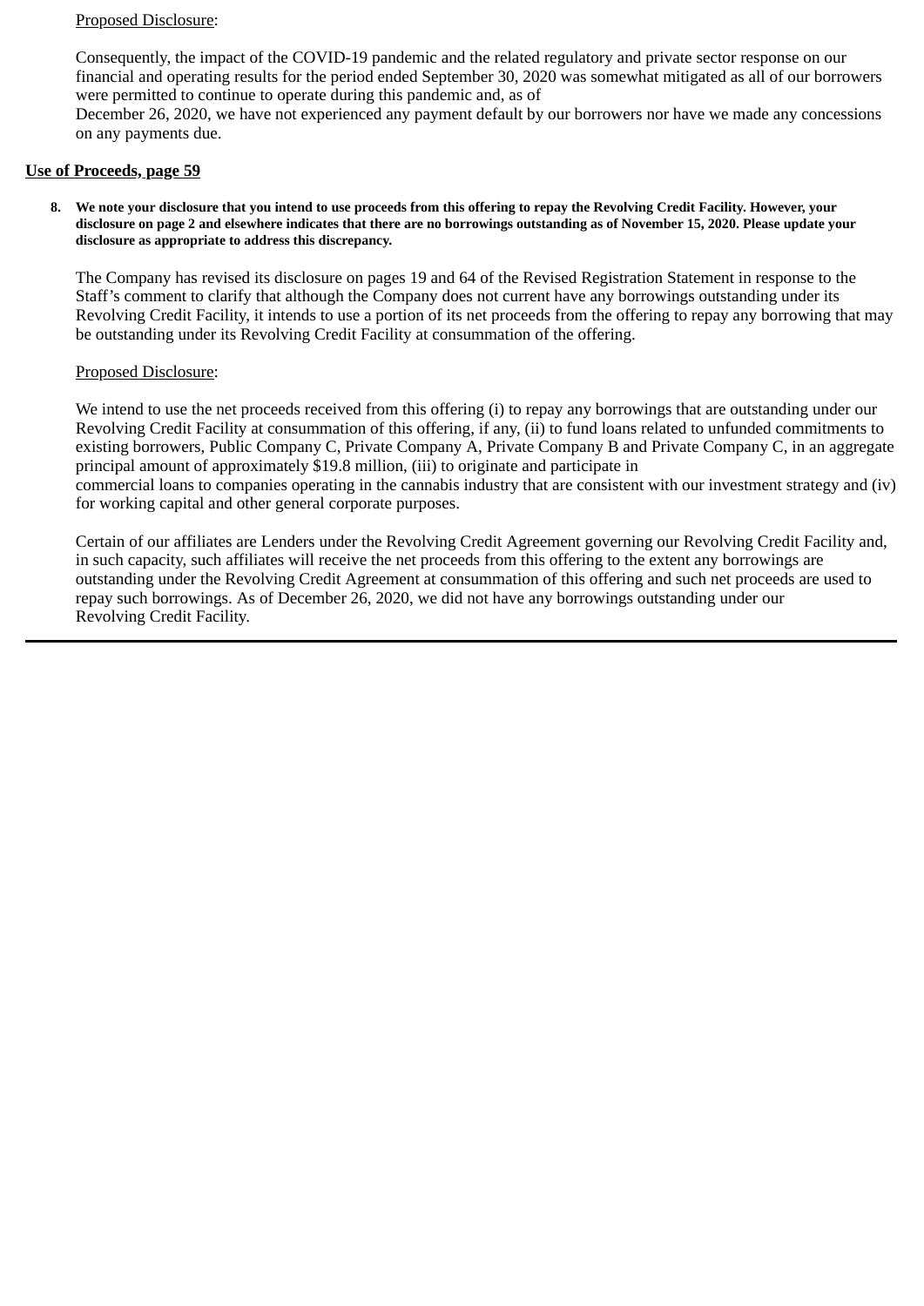Proposed Disclosure:

Consequently, the impact of the COVID-19 pandemic and the related regulatory and private sector response on our financial and operating results for the period ended September 30, 2020 was somewhat mitigated as all of our borrowers were permitted to continue to operate during this pandemic and, as of December 26, 2020, we have not experienced any payment default by our borrowers nor have we made any concessions on any payments due.

**Use of Proceeds, page 59**

**8. We note your disclosure that you intend to use proceeds from this offering to repay the Revolving Credit Facility. However, your disclosure on page 2 and elsewhere indicates that there are no borrowings outstanding as of November 15, 2020. Please update your disclosure as appropriate to address this discrepancy.**

The Company has revised its disclosure on pages 19 and 64 of the Revised Registration Statement in response to the Staff's comment to clarify that although the Company does not current have any borrowings outstanding under its Revolving Credit Facility, it intends to use a portion of its net proceeds from the offering to repay any borrowing that may be outstanding under its Revolving Credit Facility at consummation of the offering.

Proposed Disclosure:

We intend to use the net proceeds received from this offering (i) to repay any borrowings that are outstanding under our Revolving Credit Facility at consummation of this offering, if any, (ii) to fund loans related to unfunded commitments to existing borrowers, Public Company C, Private Company A, Private Company B and Private Company C, in an aggregate principal amount of approximately $19.8 million, (iii) to originate and participate in commercial loans to companies operating in the cannabis industry that are consistent with our investment strategy and (iv) for working capital and other general corporate purposes.

Certain of our affiliates are Lenders under the Revolving Credit Agreement governing our Revolving Credit Facility and, in such capacity, such affiliates will receive the net proceeds from this offering to the extent any borrowings are outstanding under the Revolving Credit Agreement at consummation of this offering and such net proceeds are used to repay such borrowings. As of December 26, 2020, we did not have any borrowings outstanding under our Revolving Credit Facility.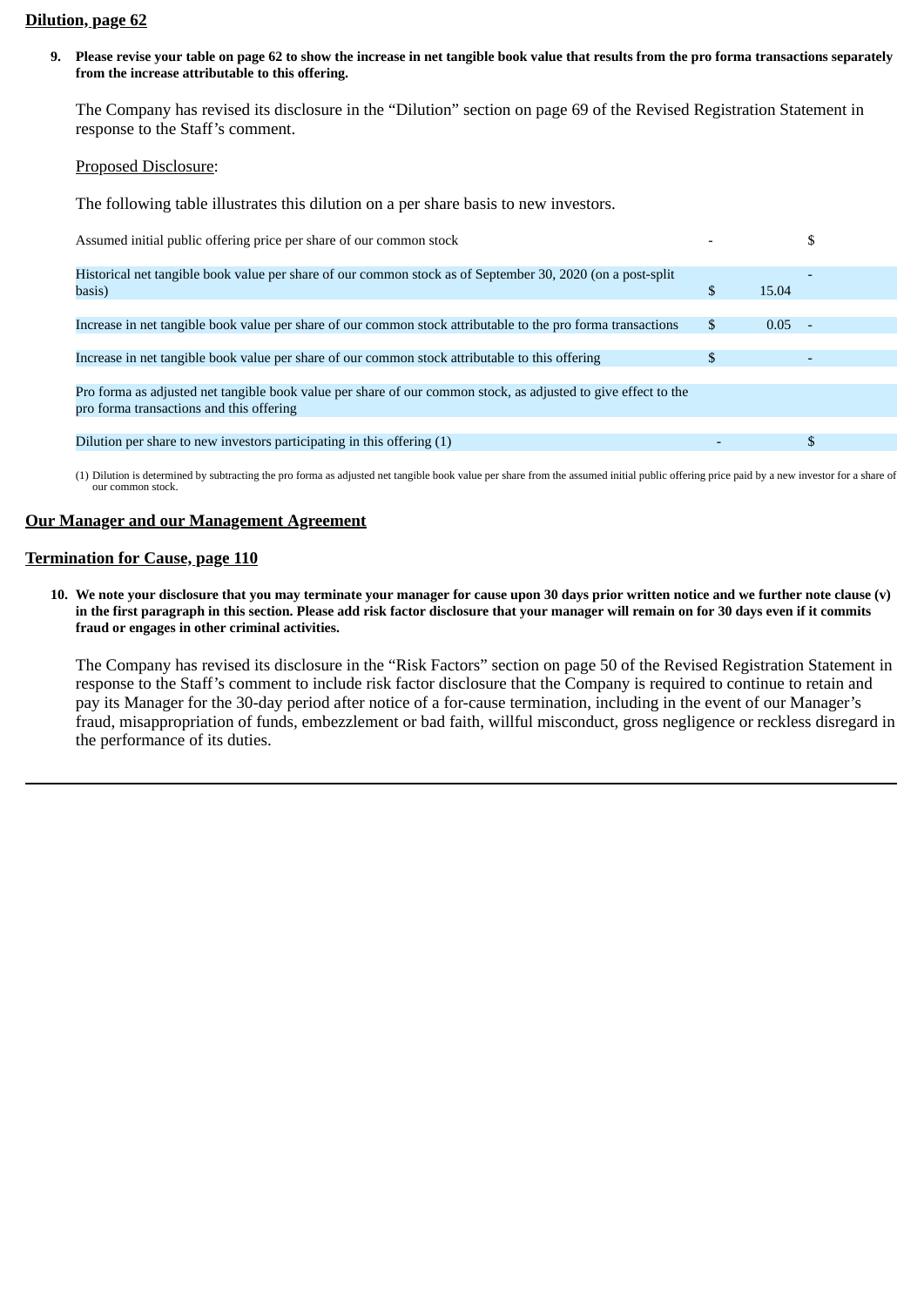**Dilution, page 62**

9. **Please revise your table on page 62 to show the increase in net tangible book value that results from the pro forma transactions separately from the increase attributable to this offering.**

The Company has revised its disclosure in the "Dilution" section on page 69 of the Revised Registration Statement in response to the Staff's comment.

Proposed Disclosure:

The following table illustrates this dilution on a per share basis to new investors.

| | | | |
|---|---|---|---|
| Assumed initial public offering price per share of our common stock | - | | $ |
| Historical net tangible book value per share of our common stock as of September 30, 2020 (on a post-split basis) | $ | 15.04 | - |
| Increase in net tangible book value per share of our common stock attributable to the pro forma transactions | $ | 0.05 | - |
| Increase in net tangible book value per share of our common stock attributable to this offering | $ | | - |
| Pro forma as adjusted net tangible book value per share of our common stock, as adjusted to give effect to the pro forma transactions and this offering | | | |
| Dilution per share to new investors participating in this offering (1) | - | | $ |

(1) Dilution is determined by subtracting the pro forma as adjusted net tangible book value per share from the assumed initial public offering price paid by a new investor for a share of our common stock.

**Our Manager and our Management Agreement**

**Termination for Cause, page 110**

10. **We note your disclosure that you may terminate your manager for cause upon 30 days prior written notice and we further note clause (v) in the first paragraph in this section. Please add risk factor disclosure that your manager will remain on for 30 days even if it commits fraud or engages in other criminal activities.**

The Company has revised its disclosure in the "Risk Factors" section on page 50 of the Revised Registration Statement in response to the Staff's comment to include risk factor disclosure that the Company is required to continue to retain and pay its Manager for the 30-day period after notice of a for-cause termination, including in the event of our Manager's fraud, misappropriation of funds, embezzlement or bad faith, willful misconduct, gross negligence or reckless disregard in the performance of its duties.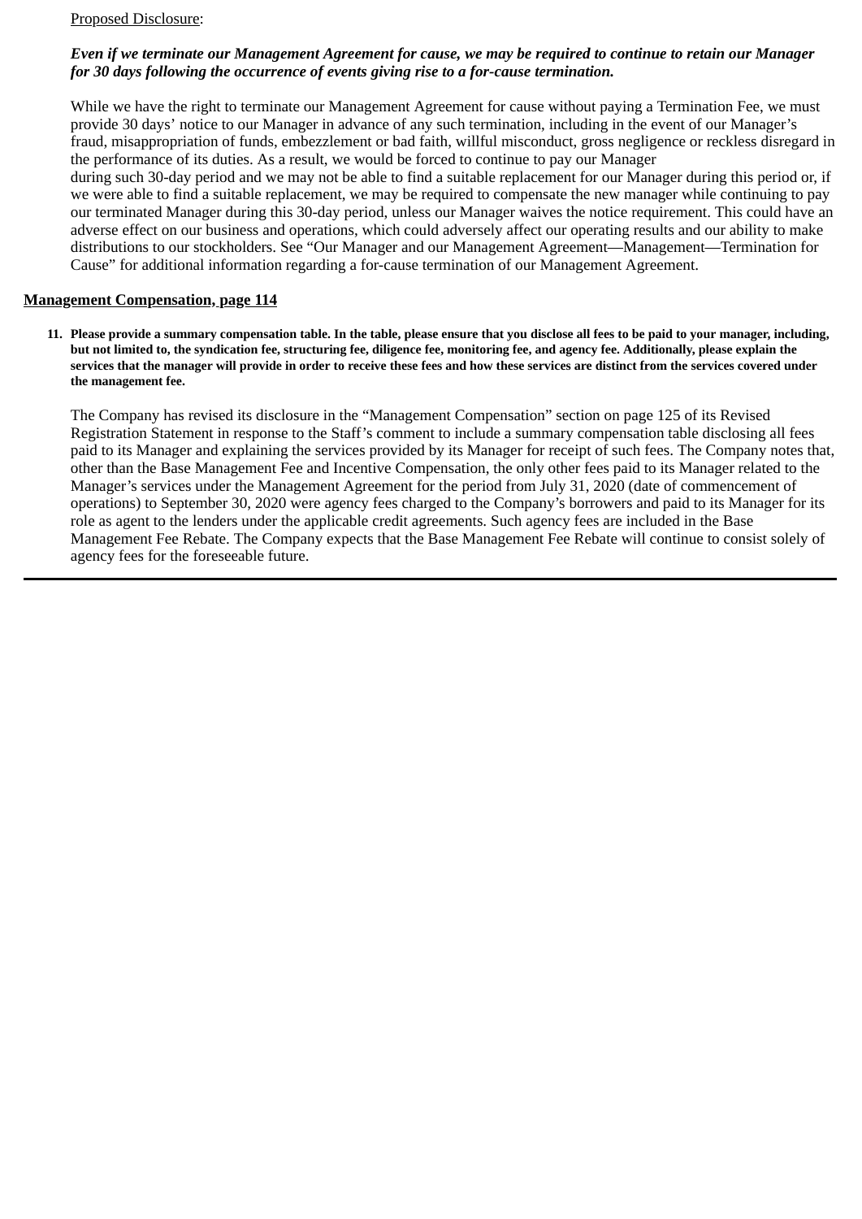<u>Proposed Disclosure</u>:

***Even if we terminate our Management Agreement for cause, we may be required to continue to retain our Manager for 30 days following the occurrence of events giving rise to a for-cause termination.***

While we have the right to terminate our Management Agreement for cause without paying a Termination Fee, we must provide 30 days' notice to our Manager in advance of any such termination, including in the event of our Manager's fraud, misappropriation of funds, embezzlement or bad faith, willful misconduct, gross negligence or reckless disregard in the performance of its duties. As a result, we would be forced to continue to pay our Manager during such 30-day period and we may not be able to find a suitable replacement for our Manager during this period or, if we were able to find a suitable replacement, we may be required to compensate the new manager while continuing to pay our terminated Manager during this 30-day period, unless our Manager waives the notice requirement. This could have an adverse effect on our business and operations, which could adversely affect our operating results and our ability to make distributions to our stockholders. See "Our Manager and our Management Agreement—Management—Termination for Cause" for additional information regarding a for-cause termination of our Management Agreement.

**<u>Management Compensation, page 114</u>**

**11. Please provide a summary compensation table. In the table, please ensure that you disclose all fees to be paid to your manager, including, but not limited to, the syndication fee, structuring fee, diligence fee, monitoring fee, and agency fee. Additionally, please explain the services that the manager will provide in order to receive these fees and how these services are distinct from the services covered under the management fee.**

The Company has revised its disclosure in the "Management Compensation" section on page 125 of its Revised Registration Statement in response to the Staff's comment to include a summary compensation table disclosing all fees paid to its Manager and explaining the services provided by its Manager for receipt of such fees. The Company notes that, other than the Base Management Fee and Incentive Compensation, the only other fees paid to its Manager related to the Manager's services under the Management Agreement for the period from July 31, 2020 (date of commencement of operations) to September 30, 2020 were agency fees charged to the Company's borrowers and paid to its Manager for its role as agent to the lenders under the applicable credit agreements. Such agency fees are included in the Base Management Fee Rebate. The Company expects that the Base Management Fee Rebate will continue to consist solely of agency fees for the foreseeable future.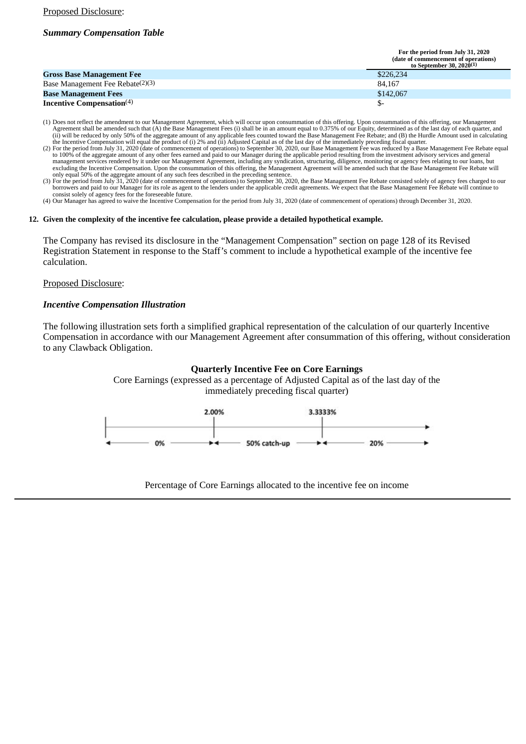Proposed Disclosure:

***Summary Compensation Table***

| | For the period from July 31, 2020 (date of commencement of operations) to September 30, 2020[(1)] |
|---|---|
| **Gross Base Management Fee** | $226,234 |
| Base Management Fee Rebate[(2)(3)] | 84,167 |
| **Base Management Fees** | $142,067 |
| **Incentive Compensation**[(4)] | $- |

(1) Does not reflect the amendment to our Management Agreement, which will occur upon consummation of this offering. Upon consummation of this offering, our Management Agreement shall be amended such that (A) the Base Management Fees (i) shall be in an amount equal to 0.375% of our Equity, determined as of the last day of each quarter, and (ii) will be reduced by only 50% of the aggregate amount of any applicable fees counted toward the Base Management Fee Rebate; and (B) the Hurdle Amount used in calculating the Incentive Compensation will equal the product of (i) 2% and (ii) Adjusted Capital as of the last day of the immediately preceding fiscal quarter.

(2) For the period from July 31, 2020 (date of commencement of operations) to September 30, 2020, our Base Management Fee was reduced by a Base Management Fee Rebate equal to 100% of the aggregate amount of any other fees earned and paid to our Manager during the applicable period resulting from the investment advisory services and general management services rendered by it under our Management Agreement, including any syndication, structuring, diligence, monitoring or agency fees relating to our loans, but excluding the Incentive Compensation. Upon the consummation of this offering, the Management Agreement will be amended such that the Base Management Fee Rebate will only equal 50% of the aggregate amount of any such fees described in the preceding sentence.

(3) For the period from July 31, 2020 (date of commencement of operations) to September 30, 2020, the Base Management Fee Rebate consisted solely of agency fees charged to our borrowers and paid to our Manager for its role as agent to the lenders under the applicable credit agreements. We expect that the Base Management Fee Rebate will continue to consist solely of agency fees for the foreseeable future.

(4) Our Manager has agreed to waive the Incentive Compensation for the period from July 31, 2020 (date of commencement of operations) through December 31, 2020.

**12. Given the complexity of the incentive fee calculation, please provide a detailed hypothetical example.**

The Company has revised its disclosure in the "Management Compensation" section on page 128 of its Revised Registration Statement in response to the Staff's comment to include a hypothetical example of the incentive fee calculation.

Proposed Disclosure:

***Incentive Compensation Illustration***

The following illustration sets forth a simplified graphical representation of the calculation of our quarterly Incentive Compensation in accordance with our Management Agreement after consummation of this offering, without consideration to any Clawback Obligation.

**Quarterly Incentive Fee on Core Earnings**

Core Earnings (expressed as a percentage of Adjusted Capital as of the last day of the immediately preceding fiscal quarter)

2.00% 3.3333%

0% | 50% catch-up | 20%

Percentage of Core Earnings allocated to the incentive fee on income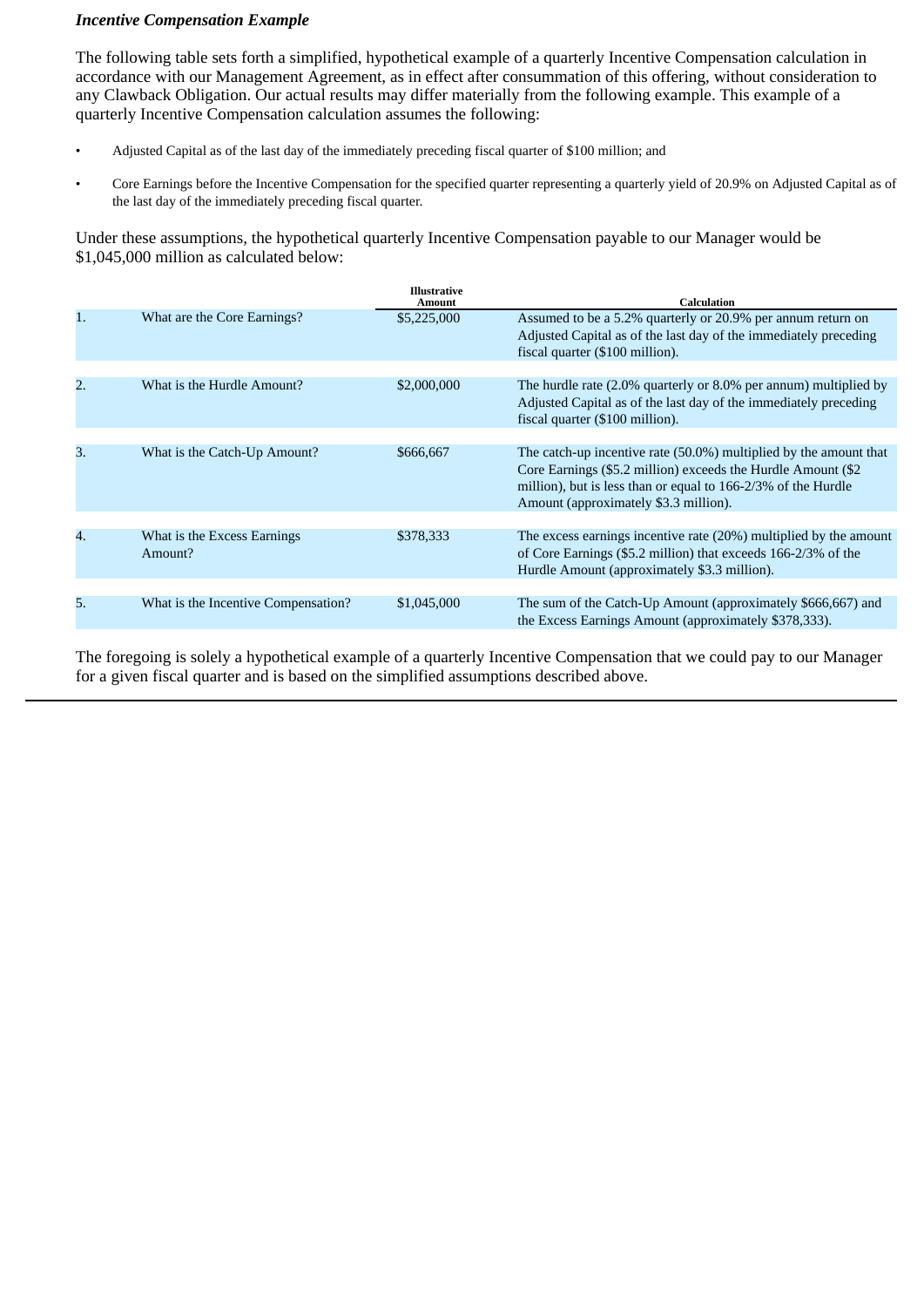*Incentive Compensation Example*

The following table sets forth a simplified, hypothetical example of a quarterly Incentive Compensation calculation in accordance with our Management Agreement, as in effect after consummation of this offering, without consideration to any Clawback Obligation. Our actual results may differ materially from the following example. This example of a quarterly Incentive Compensation calculation assumes the following:

- Adjusted Capital as of the last day of the immediately preceding fiscal quarter of $100 million; and
- Core Earnings before the Incentive Compensation for the specified quarter representing a quarterly yield of 20.9% on Adjusted Capital as of the last day of the immediately preceding fiscal quarter.

Under these assumptions, the hypothetical quarterly Incentive Compensation payable to our Manager would be $1,045,000 million as calculated below:

| | | Illustrative Amount | Calculation |
|---|---|---|---|
| 1. | What are the Core Earnings? | $5,225,000 | Assumed to be a 5.2% quarterly or 20.9% per annum return on Adjusted Capital as of the last day of the immediately preceding fiscal quarter ($100 million). |
| 2. | What is the Hurdle Amount? | $2,000,000 | The hurdle rate (2.0% quarterly or 8.0% per annum) multiplied by Adjusted Capital as of the last day of the immediately preceding fiscal quarter ($100 million). |
| 3. | What is the Catch-Up Amount? | $666,667 | The catch-up incentive rate (50.0%) multiplied by the amount that Core Earnings ($5.2 million) exceeds the Hurdle Amount ($2 million), but is less than or equal to 166-2/3% of the Hurdle Amount (approximately $3.3 million). |
| 4. | What is the Excess Earnings Amount? | $378,333 | The excess earnings incentive rate (20%) multiplied by the amount of Core Earnings ($5.2 million) that exceeds 166-2/3% of the Hurdle Amount (approximately $3.3 million). |
| 5. | What is the Incentive Compensation? | $1,045,000 | The sum of the Catch-Up Amount (approximately $666,667) and the Excess Earnings Amount (approximately $378,333). |

The foregoing is solely a hypothetical example of a quarterly Incentive Compensation that we could pay to our Manager for a given fiscal quarter and is based on the simplified assumptions described above.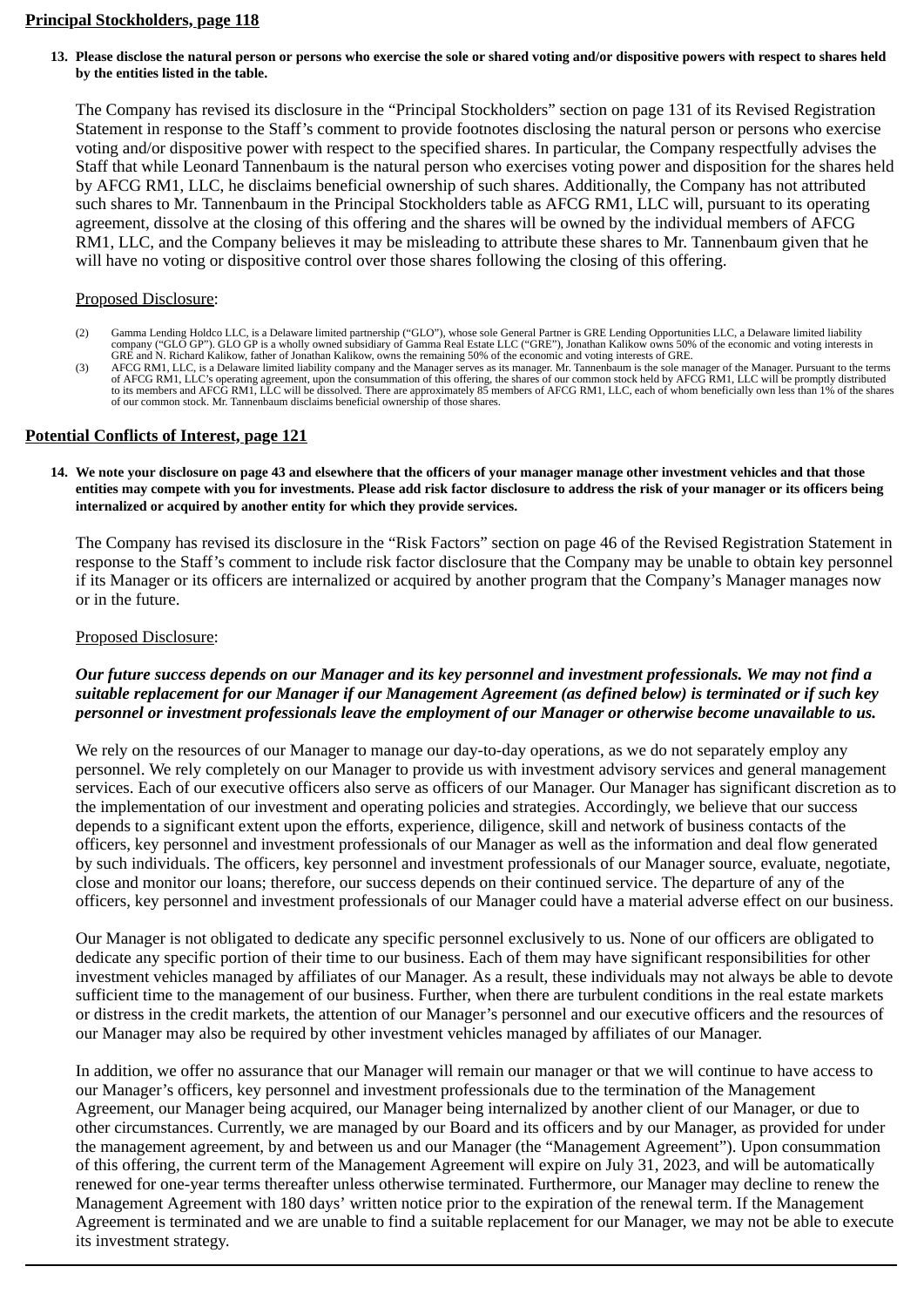**Principal Stockholders, page 118**

**13. Please disclose the natural person or persons who exercise the sole or shared voting and/or dispositive powers with respect to shares held by the entities listed in the table.**

The Company has revised its disclosure in the "Principal Stockholders" section on page 131 of its Revised Registration Statement in response to the Staff's comment to provide footnotes disclosing the natural person or persons who exercise voting and/or dispositive power with respect to the specified shares. In particular, the Company respectfully advises the Staff that while Leonard Tannenbaum is the natural person who exercises voting power and disposition for the shares held by AFCG RM1, LLC, he disclaims beneficial ownership of such shares. Additionally, the Company has not attributed such shares to Mr. Tannenbaum in the Principal Stockholders table as AFCG RM1, LLC will, pursuant to its operating agreement, dissolve at the closing of this offering and the shares will be owned by the individual members of AFCG RM1, LLC, and the Company believes it may be misleading to attribute these shares to Mr. Tannenbaum given that he will have no voting or dispositive control over those shares following the closing of this offering.

Proposed Disclosure:

(2) Gamma Lending Holdco LLC, is a Delaware limited partnership ("GLO"), whose sole General Partner is GRE Lending Opportunities LLC, a Delaware limited liability company ("GLO GP"). GLO GP is a wholly owned subsidiary of Gamma Real Estate LLC ("GRE"), Jonathan Kalikow owns 50% of the economic and voting interests in GRE and N. Richard Kalikow, father of Jonathan Kalikow, owns the remaining 50% of the economic and voting interests of GRE.

(3) AFCG RM1, LLC, is a Delaware limited liability company and the Manager serves as its manager. Mr. Tannenbaum is the sole manager of the Manager. Pursuant to the terms of AFCG RM1, LLC's operating agreement, upon the consummation of this offering, the shares of our common stock held by AFCG RM1, LLC will be promptly distributed to its members and AFCG RM1, LLC will be dissolved. There are approximately 85 members of AFCG RM1, LLC, each of whom beneficially own less than 1% of the shares of our common stock. Mr. Tannenbaum disclaims beneficial ownership of those shares.

**Potential Conflicts of Interest, page 121**

**14. We note your disclosure on page 43 and elsewhere that the officers of your manager manage other investment vehicles and that those entities may compete with you for investments. Please add risk factor disclosure to address the risk of your manager or its officers being internalized or acquired by another entity for which they provide services.**

The Company has revised its disclosure in the "Risk Factors" section on page 46 of the Revised Registration Statement in response to the Staff's comment to include risk factor disclosure that the Company may be unable to obtain key personnel if its Manager or its officers are internalized or acquired by another program that the Company's Manager manages now or in the future.

Proposed Disclosure:

***Our future success depends on our Manager and its key personnel and investment professionals. We may not find a suitable replacement for our Manager if our Management Agreement (as defined below) is terminated or if such key personnel or investment professionals leave the employment of our Manager or otherwise become unavailable to us.***

We rely on the resources of our Manager to manage our day-to-day operations, as we do not separately employ any personnel. We rely completely on our Manager to provide us with investment advisory services and general management services. Each of our executive officers also serve as officers of our Manager. Our Manager has significant discretion as to the implementation of our investment and operating policies and strategies. Accordingly, we believe that our success depends to a significant extent upon the efforts, experience, diligence, skill and network of business contacts of the officers, key personnel and investment professionals of our Manager as well as the information and deal flow generated by such individuals. The officers, key personnel and investment professionals of our Manager source, evaluate, negotiate, close and monitor our loans; therefore, our success depends on their continued service. The departure of any of the officers, key personnel and investment professionals of our Manager could have a material adverse effect on our business.

Our Manager is not obligated to dedicate any specific personnel exclusively to us. None of our officers are obligated to dedicate any specific portion of their time to our business. Each of them may have significant responsibilities for other investment vehicles managed by affiliates of our Manager. As a result, these individuals may not always be able to devote sufficient time to the management of our business. Further, when there are turbulent conditions in the real estate markets or distress in the credit markets, the attention of our Manager's personnel and our executive officers and the resources of our Manager may also be required by other investment vehicles managed by affiliates of our Manager.

In addition, we offer no assurance that our Manager will remain our manager or that we will continue to have access to our Manager's officers, key personnel and investment professionals due to the termination of the Management Agreement, our Manager being acquired, our Manager being internalized by another client of our Manager, or due to other circumstances. Currently, we are managed by our Board and its officers and by our Manager, as provided for under the management agreement, by and between us and our Manager (the "Management Agreement"). Upon consummation of this offering, the current term of the Management Agreement will expire on July 31, 2023, and will be automatically renewed for one-year terms thereafter unless otherwise terminated. Furthermore, our Manager may decline to renew the Management Agreement with 180 days' written notice prior to the expiration of the renewal term. If the Management Agreement is terminated and we are unable to find a suitable replacement for our Manager, we may not be able to execute its investment strategy.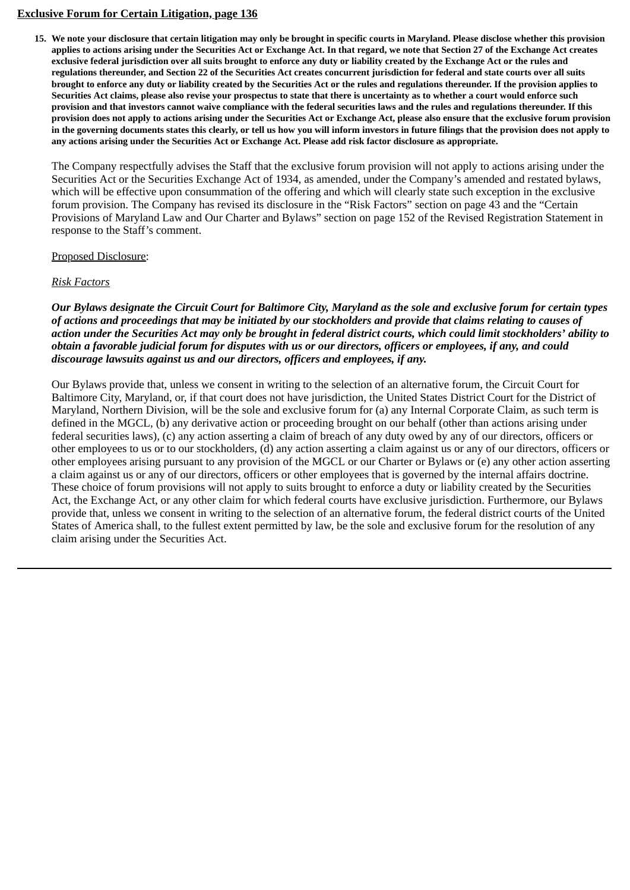**Exclusive Forum for Certain Litigation, page 136**

15. **We note your disclosure that certain litigation may only be brought in specific courts in Maryland. Please disclose whether this provision applies to actions arising under the Securities Act or Exchange Act. In that regard, we note that Section 27 of the Exchange Act creates exclusive federal jurisdiction over all suits brought to enforce any duty or liability created by the Exchange Act or the rules and regulations thereunder, and Section 22 of the Securities Act creates concurrent jurisdiction for federal and state courts over all suits brought to enforce any duty or liability created by the Securities Act or the rules and regulations thereunder. If the provision applies to Securities Act claims, please also revise your prospectus to state that there is uncertainty as to whether a court would enforce such provision and that investors cannot waive compliance with the federal securities laws and the rules and regulations thereunder. If this provision does not apply to actions arising under the Securities Act or Exchange Act, please also ensure that the exclusive forum provision in the governing documents states this clearly, or tell us how you will inform investors in future filings that the provision does not apply to any actions arising under the Securities Act or Exchange Act. Please add risk factor disclosure as appropriate.**

The Company respectfully advises the Staff that the exclusive forum provision will not apply to actions arising under the Securities Act or the Securities Exchange Act of 1934, as amended, under the Company's amended and restated bylaws, which will be effective upon consummation of the offering and which will clearly state such exception in the exclusive forum provision. The Company has revised its disclosure in the "Risk Factors" section on page 43 and the "Certain Provisions of Maryland Law and Our Charter and Bylaws" section on page 152 of the Revised Registration Statement in response to the Staff's comment.

Proposed Disclosure:

*Risk Factors*

***Our Bylaws designate the Circuit Court for Baltimore City, Maryland as the sole and exclusive forum for certain types of actions and proceedings that may be initiated by our stockholders and provide that claims relating to causes of action under the Securities Act may only be brought in federal district courts, which could limit stockholders' ability to obtain a favorable judicial forum for disputes with us or our directors, officers or employees, if any, and could discourage lawsuits against us and our directors, officers and employees, if any.***

Our Bylaws provide that, unless we consent in writing to the selection of an alternative forum, the Circuit Court for Baltimore City, Maryland, or, if that court does not have jurisdiction, the United States District Court for the District of Maryland, Northern Division, will be the sole and exclusive forum for (a) any Internal Corporate Claim, as such term is defined in the MGCL, (b) any derivative action or proceeding brought on our behalf (other than actions arising under federal securities laws), (c) any action asserting a claim of breach of any duty owed by any of our directors, officers or other employees to us or to our stockholders, (d) any action asserting a claim against us or any of our directors, officers or other employees arising pursuant to any provision of the MGCL or our Charter or Bylaws or (e) any other action asserting a claim against us or any of our directors, officers or other employees that is governed by the internal affairs doctrine. These choice of forum provisions will not apply to suits brought to enforce a duty or liability created by the Securities Act, the Exchange Act, or any other claim for which federal courts have exclusive jurisdiction. Furthermore, our Bylaws provide that, unless we consent in writing to the selection of an alternative forum, the federal district courts of the United States of America shall, to the fullest extent permitted by law, be the sole and exclusive forum for the resolution of any claim arising under the Securities Act.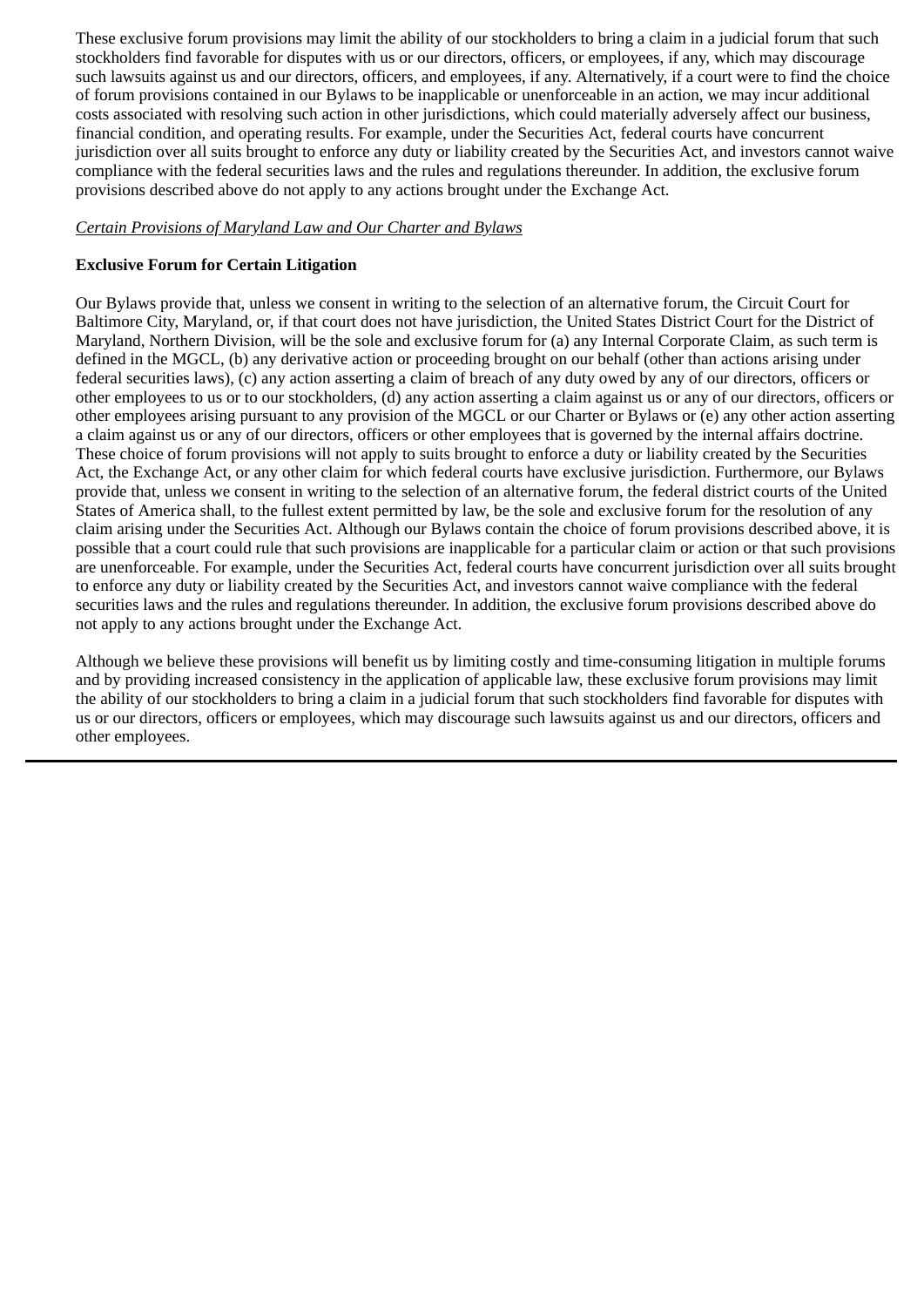These exclusive forum provisions may limit the ability of our stockholders to bring a claim in a judicial forum that such stockholders find favorable for disputes with us or our directors, officers, or employees, if any, which may discourage such lawsuits against us and our directors, officers, and employees, if any. Alternatively, if a court were to find the choice of forum provisions contained in our Bylaws to be inapplicable or unenforceable in an action, we may incur additional costs associated with resolving such action in other jurisdictions, which could materially adversely affect our business, financial condition, and operating results. For example, under the Securities Act, federal courts have concurrent jurisdiction over all suits brought to enforce any duty or liability created by the Securities Act, and investors cannot waive compliance with the federal securities laws and the rules and regulations thereunder. In addition, the exclusive forum provisions described above do not apply to any actions brought under the Exchange Act.

*Certain Provisions of Maryland Law and Our Charter and Bylaws*

**Exclusive Forum for Certain Litigation**

Our Bylaws provide that, unless we consent in writing to the selection of an alternative forum, the Circuit Court for Baltimore City, Maryland, or, if that court does not have jurisdiction, the United States District Court for the District of Maryland, Northern Division, will be the sole and exclusive forum for (a) any Internal Corporate Claim, as such term is defined in the MGCL, (b) any derivative action or proceeding brought on our behalf (other than actions arising under federal securities laws), (c) any action asserting a claim of breach of any duty owed by any of our directors, officers or other employees to us or to our stockholders, (d) any action asserting a claim against us or any of our directors, officers or other employees arising pursuant to any provision of the MGCL or our Charter or Bylaws or (e) any other action asserting a claim against us or any of our directors, officers or other employees that is governed by the internal affairs doctrine. These choice of forum provisions will not apply to suits brought to enforce a duty or liability created by the Securities Act, the Exchange Act, or any other claim for which federal courts have exclusive jurisdiction. Furthermore, our Bylaws provide that, unless we consent in writing to the selection of an alternative forum, the federal district courts of the United States of America shall, to the fullest extent permitted by law, be the sole and exclusive forum for the resolution of any claim arising under the Securities Act. Although our Bylaws contain the choice of forum provisions described above, it is possible that a court could rule that such provisions are inapplicable for a particular claim or action or that such provisions are unenforceable. For example, under the Securities Act, federal courts have concurrent jurisdiction over all suits brought to enforce any duty or liability created by the Securities Act, and investors cannot waive compliance with the federal securities laws and the rules and regulations thereunder. In addition, the exclusive forum provisions described above do not apply to any actions brought under the Exchange Act.

Although we believe these provisions will benefit us by limiting costly and time-consuming litigation in multiple forums and by providing increased consistency in the application of applicable law, these exclusive forum provisions may limit the ability of our stockholders to bring a claim in a judicial forum that such stockholders find favorable for disputes with us or our directors, officers or employees, which may discourage such lawsuits against us and our directors, officers and other employees.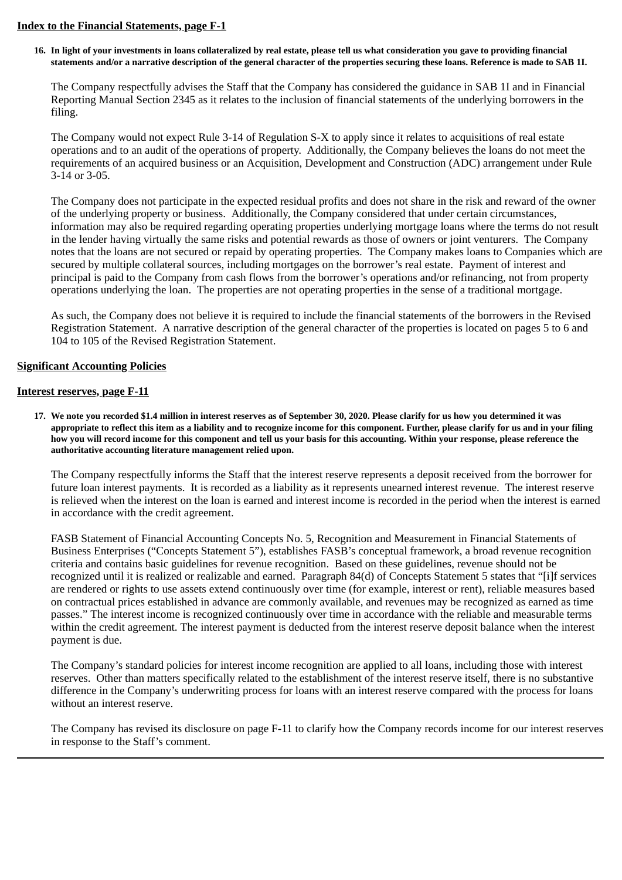**<u>Index to the Financial Statements, page F-1</u>**

**16. In light of your investments in loans collateralized by real estate, please tell us what consideration you gave to providing financial statements and/or a narrative description of the general character of the properties securing these loans. Reference is made to SAB 1I.**

The Company respectfully advises the Staff that the Company has considered the guidance in SAB 1I and in Financial Reporting Manual Section 2345 as it relates to the inclusion of financial statements of the underlying borrowers in the filing.

The Company would not expect Rule 3-14 of Regulation S-X to apply since it relates to acquisitions of real estate operations and to an audit of the operations of property. Additionally, the Company believes the loans do not meet the requirements of an acquired business or an Acquisition, Development and Construction (ADC) arrangement under Rule 3-14 or 3-05.

The Company does not participate in the expected residual profits and does not share in the risk and reward of the owner of the underlying property or business. Additionally, the Company considered that under certain circumstances, information may also be required regarding operating properties underlying mortgage loans where the terms do not result in the lender having virtually the same risks and potential rewards as those of owners or joint venturers. The Company notes that the loans are not secured or repaid by operating properties. The Company makes loans to Companies which are secured by multiple collateral sources, including mortgages on the borrower's real estate. Payment of interest and principal is paid to the Company from cash flows from the borrower's operations and/or refinancing, not from property operations underlying the loan. The properties are not operating properties in the sense of a traditional mortgage.

As such, the Company does not believe it is required to include the financial statements of the borrowers in the Revised Registration Statement. A narrative description of the general character of the properties is located on pages 5 to 6 and 104 to 105 of the Revised Registration Statement.

**<u>Significant Accounting Policies</u>**

**<u>Interest reserves, page F-11</u>**

**17. We note you recorded $1.4 million in interest reserves as of September 30, 2020. Please clarify for us how you determined it was appropriate to reflect this item as a liability and to recognize income for this component. Further, please clarify for us and in your filing how you will record income for this component and tell us your basis for this accounting. Within your response, please reference the authoritative accounting literature management relied upon.**

The Company respectfully informs the Staff that the interest reserve represents a deposit received from the borrower for future loan interest payments. It is recorded as a liability as it represents unearned interest revenue. The interest reserve is relieved when the interest on the loan is earned and interest income is recorded in the period when the interest is earned in accordance with the credit agreement.

FASB Statement of Financial Accounting Concepts No. 5, Recognition and Measurement in Financial Statements of Business Enterprises ("Concepts Statement 5"), establishes FASB's conceptual framework, a broad revenue recognition criteria and contains basic guidelines for revenue recognition. Based on these guidelines, revenue should not be recognized until it is realized or realizable and earned. Paragraph 84(d) of Concepts Statement 5 states that "[i]f services are rendered or rights to use assets extend continuously over time (for example, interest or rent), reliable measures based on contractual prices established in advance are commonly available, and revenues may be recognized as earned as time passes." The interest income is recognized continuously over time in accordance with the reliable and measurable terms within the credit agreement. The interest payment is deducted from the interest reserve deposit balance when the interest payment is due.

The Company's standard policies for interest income recognition are applied to all loans, including those with interest reserves. Other than matters specifically related to the establishment of the interest reserve itself, there is no substantive difference in the Company's underwriting process for loans with an interest reserve compared with the process for loans without an interest reserve.

The Company has revised its disclosure on page F-11 to clarify how the Company records income for our interest reserves in response to the Staff's comment.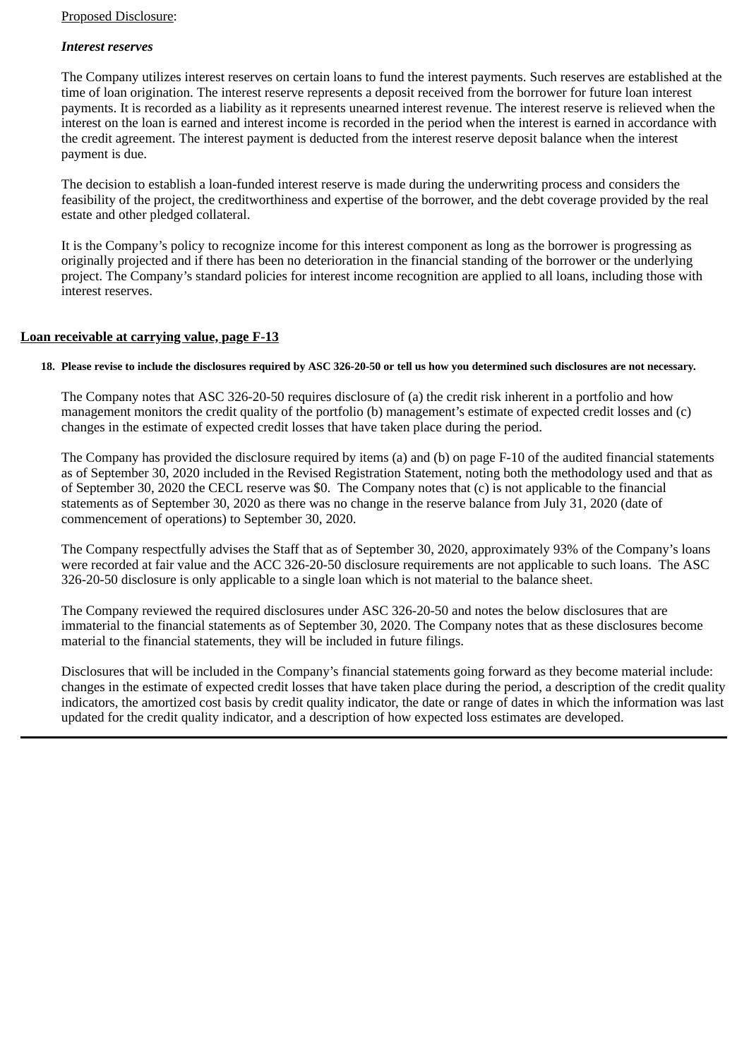<u>Proposed Disclosure</u>:

***Interest reserves***

The Company utilizes interest reserves on certain loans to fund the interest payments. Such reserves are established at the time of loan origination. The interest reserve represents a deposit received from the borrower for future loan interest payments. It is recorded as a liability as it represents unearned interest revenue. The interest reserve is relieved when the interest on the loan is earned and interest income is recorded in the period when the interest is earned in accordance with the credit agreement. The interest payment is deducted from the interest reserve deposit balance when the interest payment is due.

The decision to establish a loan-funded interest reserve is made during the underwriting process and considers the feasibility of the project, the creditworthiness and expertise of the borrower, and the debt coverage provided by the real estate and other pledged collateral.

It is the Company's policy to recognize income for this interest component as long as the borrower is progressing as originally projected and if there has been no deterioration in the financial standing of the borrower or the underlying project. The Company's standard policies for interest income recognition are applied to all loans, including those with interest reserves.

**<u>Loan receivable at carrying value, page F-13</u>**

**18. Please revise to include the disclosures required by ASC 326-20-50 or tell us how you determined such disclosures are not necessary.**

The Company notes that ASC 326-20-50 requires disclosure of (a) the credit risk inherent in a portfolio and how management monitors the credit quality of the portfolio (b) management's estimate of expected credit losses and (c) changes in the estimate of expected credit losses that have taken place during the period.

The Company has provided the disclosure required by items (a) and (b) on page F-10 of the audited financial statements as of September 30, 2020 included in the Revised Registration Statement, noting both the methodology used and that as of September 30, 2020 the CECL reserve was $0. The Company notes that (c) is not applicable to the financial statements as of September 30, 2020 as there was no change in the reserve balance from July 31, 2020 (date of commencement of operations) to September 30, 2020.

The Company respectfully advises the Staff that as of September 30, 2020, approximately 93% of the Company's loans were recorded at fair value and the ACC 326-20-50 disclosure requirements are not applicable to such loans. The ASC 326-20-50 disclosure is only applicable to a single loan which is not material to the balance sheet.

The Company reviewed the required disclosures under ASC 326-20-50 and notes the below disclosures that are immaterial to the financial statements as of September 30, 2020. The Company notes that as these disclosures become material to the financial statements, they will be included in future filings.

Disclosures that will be included in the Company's financial statements going forward as they become material include: changes in the estimate of expected credit losses that have taken place during the period, a description of the credit quality indicators, the amortized cost basis by credit quality indicator, the date or range of dates in which the information was last updated for the credit quality indicator, and a description of how expected loss estimates are developed.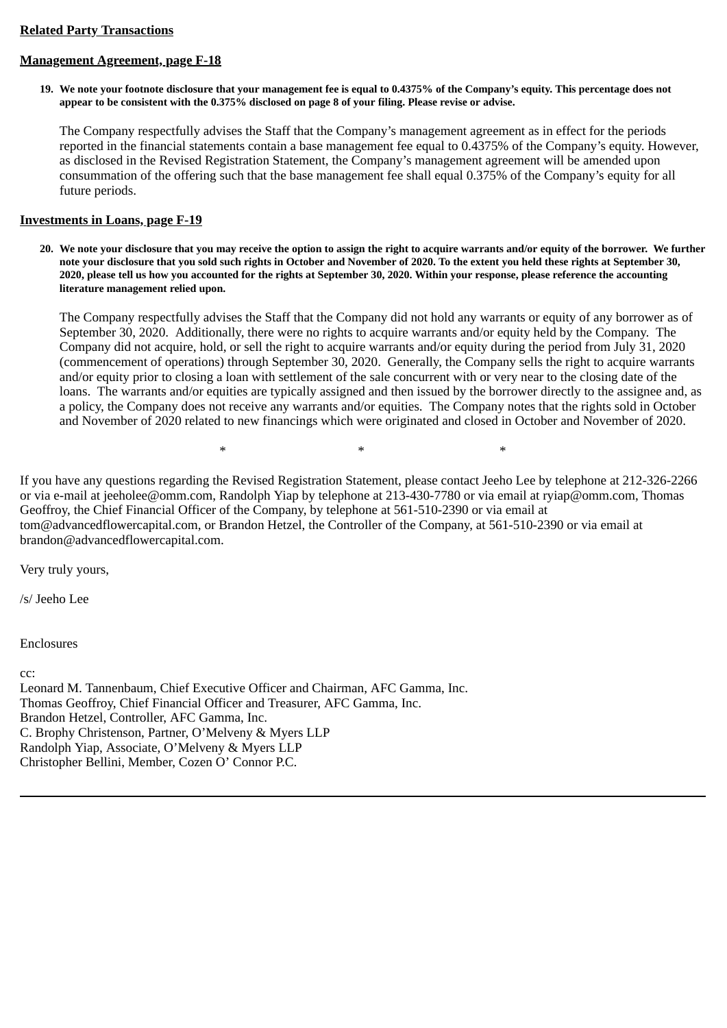**Related Party Transactions**

**Management Agreement, page F-18**

**19. We note your footnote disclosure that your management fee is equal to 0.4375% of the Company's equity. This percentage does not appear to be consistent with the 0.375% disclosed on page 8 of your filing. Please revise or advise.**

The Company respectfully advises the Staff that the Company's management agreement as in effect for the periods reported in the financial statements contain a base management fee equal to 0.4375% of the Company's equity. However, as disclosed in the Revised Registration Statement, the Company's management agreement will be amended upon consummation of the offering such that the base management fee shall equal 0.375% of the Company's equity for all future periods.

**Investments in Loans, page F-19**

**20. We note your disclosure that you may receive the option to assign the right to acquire warrants and/or equity of the borrower. We further note your disclosure that you sold such rights in October and November of 2020. To the extent you held these rights at September 30, 2020, please tell us how you accounted for the rights at September 30, 2020. Within your response, please reference the accounting literature management relied upon.**

The Company respectfully advises the Staff that the Company did not hold any warrants or equity of any borrower as of September 30, 2020. Additionally, there were no rights to acquire warrants and/or equity held by the Company. The Company did not acquire, hold, or sell the right to acquire warrants and/or equity during the period from July 31, 2020 (commencement of operations) through September 30, 2020. Generally, the Company sells the right to acquire warrants and/or equity prior to closing a loan with settlement of the sale concurrent with or very near to the closing date of the loans. The warrants and/or equities are typically assigned and then issued by the borrower directly to the assignee and, as a policy, the Company does not receive any warrants and/or equities. The Company notes that the rights sold in October and November of 2020 related to new financings which were originated and closed in October and November of 2020.

\* \* \*

If you have any questions regarding the Revised Registration Statement, please contact Jeeho Lee by telephone at 212-326-2266 or via e-mail at jeeholee@omm.com, Randolph Yiap by telephone at 213-430-7780 or via email at ryiap@omm.com, Thomas Geoffroy, the Chief Financial Officer of the Company, by telephone at 561-510-2390 or via email at tom@advancedflowercapital.com, or Brandon Hetzel, the Controller of the Company, at 561-510-2390 or via email at brandon@advancedflowercapital.com.

Very truly yours,

/s/ Jeeho Lee

Enclosures

cc:
Leonard M. Tannenbaum, Chief Executive Officer and Chairman, AFC Gamma, Inc.
Thomas Geoffroy, Chief Financial Officer and Treasurer, AFC Gamma, Inc.
Brandon Hetzel, Controller, AFC Gamma, Inc.
C. Brophy Christenson, Partner, O'Melveny & Myers LLP
Randolph Yiap, Associate, O'Melveny & Myers LLP
Christopher Bellini, Member, Cozen O' Connor P.C.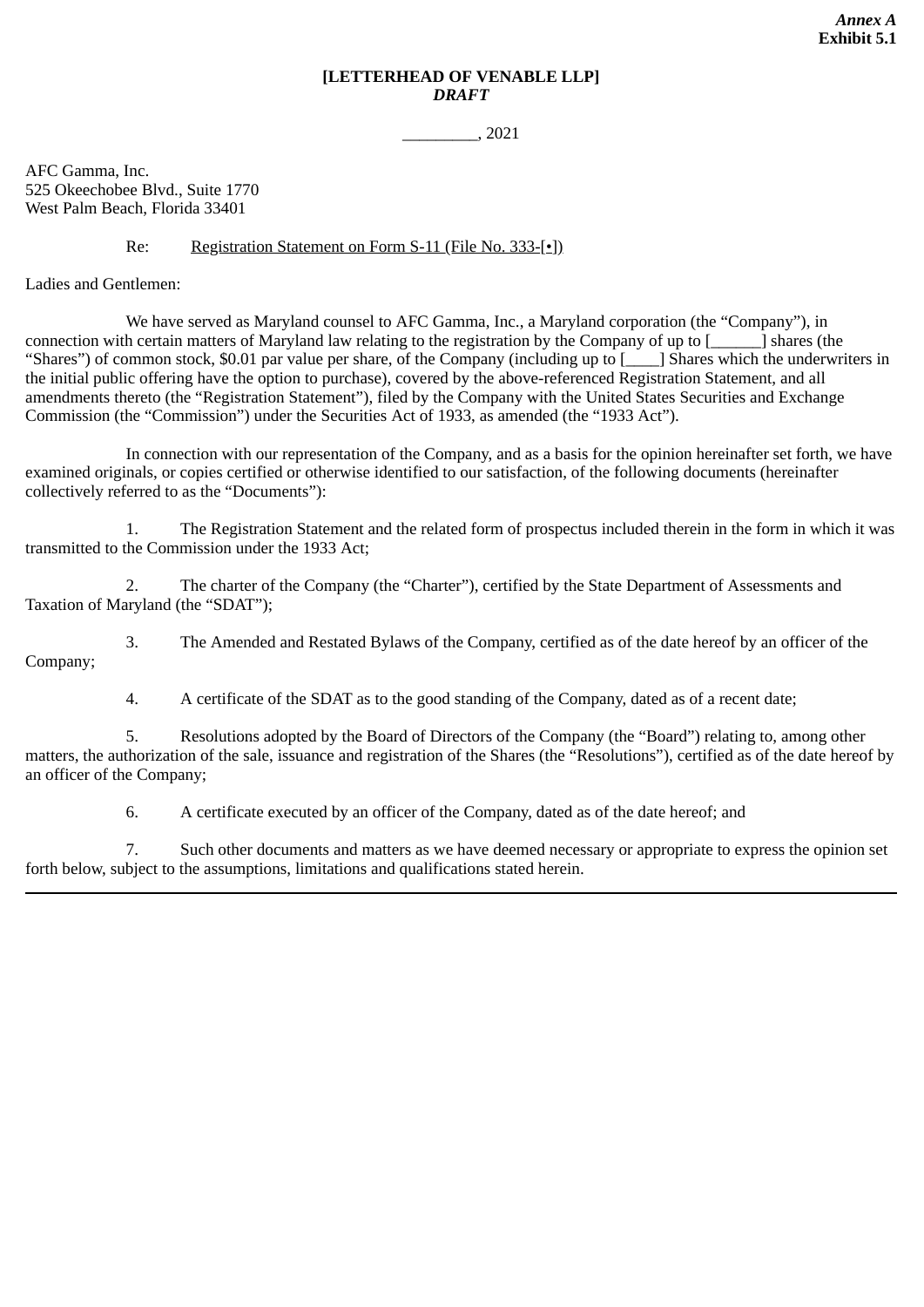*Annex A*
**Exhibit 5.1**

**[LETTERHEAD OF VENABLE LLP]**
***DRAFT***

_________, 2021

AFC Gamma, Inc.
525 Okeechobee Blvd., Suite 1770
West Palm Beach, Florida 33401

Re: Registration Statement on Form S-11 (File No. 333-[•])

Ladies and Gentlemen:

We have served as Maryland counsel to AFC Gamma, Inc., a Maryland corporation (the "Company"), in connection with certain matters of Maryland law relating to the registration by the Company of up to [______] shares (the "Shares") of common stock, $0.01 par value per share, of the Company (including up to [____] Shares which the underwriters in the initial public offering have the option to purchase), covered by the above-referenced Registration Statement, and all amendments thereto (the "Registration Statement"), filed by the Company with the United States Securities and Exchange Commission (the "Commission") under the Securities Act of 1933, as amended (the "1933 Act").

In connection with our representation of the Company, and as a basis for the opinion hereinafter set forth, we have examined originals, or copies certified or otherwise identified to our satisfaction, of the following documents (hereinafter collectively referred to as the "Documents"):

1. The Registration Statement and the related form of prospectus included therein in the form in which it was transmitted to the Commission under the 1933 Act;

2. The charter of the Company (the "Charter"), certified by the State Department of Assessments and Taxation of Maryland (the "SDAT");

3. The Amended and Restated Bylaws of the Company, certified as of the date hereof by an officer of the Company;

4. A certificate of the SDAT as to the good standing of the Company, dated as of a recent date;

5. Resolutions adopted by the Board of Directors of the Company (the "Board") relating to, among other matters, the authorization of the sale, issuance and registration of the Shares (the "Resolutions"), certified as of the date hereof by an officer of the Company;

6. A certificate executed by an officer of the Company, dated as of the date hereof; and

7. Such other documents and matters as we have deemed necessary or appropriate to express the opinion set forth below, subject to the assumptions, limitations and qualifications stated herein.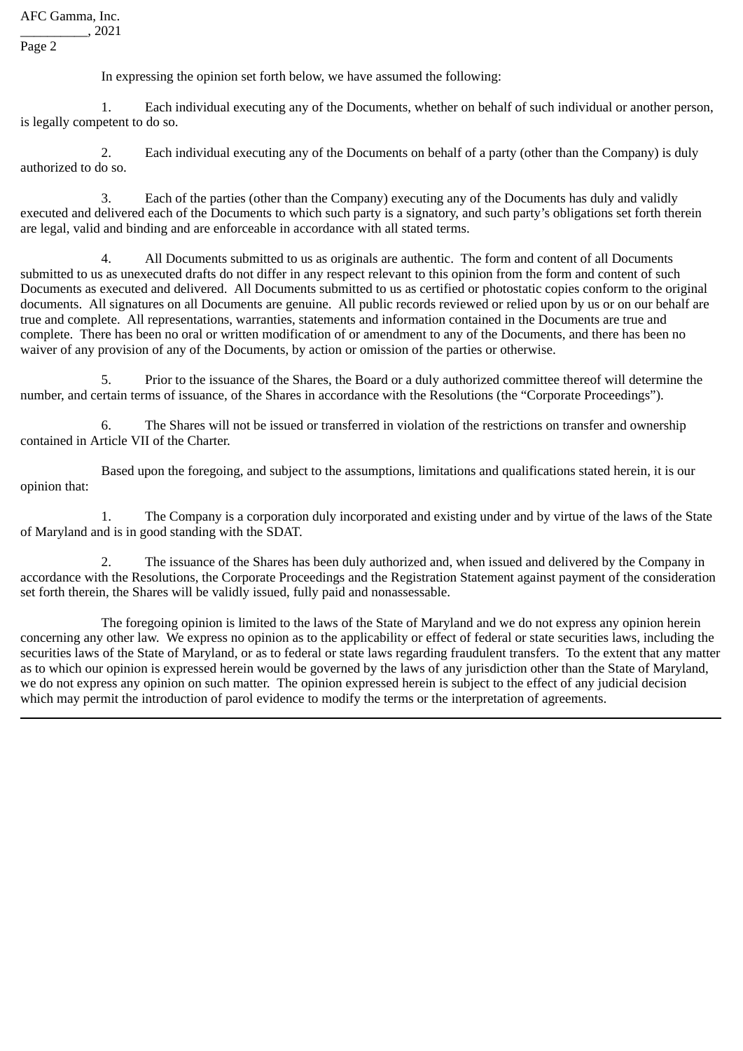In expressing the opinion set forth below, we have assumed the following:

1. Each individual executing any of the Documents, whether on behalf of such individual or another person, is legally competent to do so.

2. Each individual executing any of the Documents on behalf of a party (other than the Company) is duly authorized to do so.

3. Each of the parties (other than the Company) executing any of the Documents has duly and validly executed and delivered each of the Documents to which such party is a signatory, and such party's obligations set forth therein are legal, valid and binding and are enforceable in accordance with all stated terms.

4. All Documents submitted to us as originals are authentic. The form and content of all Documents submitted to us as unexecuted drafts do not differ in any respect relevant to this opinion from the form and content of such Documents as executed and delivered. All Documents submitted to us as certified or photostatic copies conform to the original documents. All signatures on all Documents are genuine. All public records reviewed or relied upon by us or on our behalf are true and complete. All representations, warranties, statements and information contained in the Documents are true and complete. There has been no oral or written modification of or amendment to any of the Documents, and there has been no waiver of any provision of any of the Documents, by action or omission of the parties or otherwise.

5. Prior to the issuance of the Shares, the Board or a duly authorized committee thereof will determine the number, and certain terms of issuance, of the Shares in accordance with the Resolutions (the "Corporate Proceedings").

6. The Shares will not be issued or transferred in violation of the restrictions on transfer and ownership contained in Article VII of the Charter.

Based upon the foregoing, and subject to the assumptions, limitations and qualifications stated herein, it is our opinion that:

1. The Company is a corporation duly incorporated and existing under and by virtue of the laws of the State of Maryland and is in good standing with the SDAT.

2. The issuance of the Shares has been duly authorized and, when issued and delivered by the Company in accordance with the Resolutions, the Corporate Proceedings and the Registration Statement against payment of the consideration set forth therein, the Shares will be validly issued, fully paid and nonassessable.

The foregoing opinion is limited to the laws of the State of Maryland and we do not express any opinion herein concerning any other law. We express no opinion as to the applicability or effect of federal or state securities laws, including the securities laws of the State of Maryland, or as to federal or state laws regarding fraudulent transfers. To the extent that any matter as to which our opinion is expressed herein would be governed by the laws of any jurisdiction other than the State of Maryland, we do not express any opinion on such matter. The opinion expressed herein is subject to the effect of any judicial decision which may permit the introduction of parol evidence to modify the terms or the interpretation of agreements.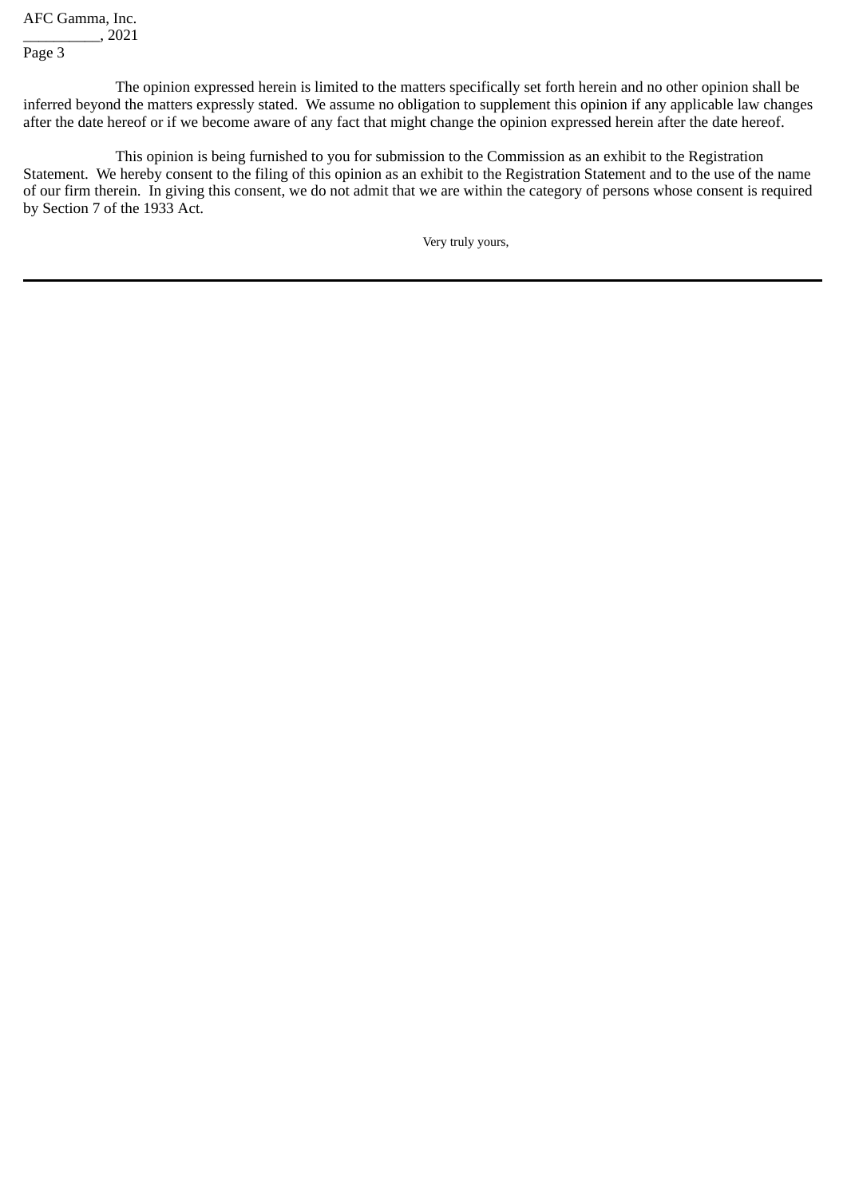The opinion expressed herein is limited to the matters specifically set forth herein and no other opinion shall be inferred beyond the matters expressly stated. We assume no obligation to supplement this opinion if any applicable law changes after the date hereof or if we become aware of any fact that might change the opinion expressed herein after the date hereof.

This opinion is being furnished to you for submission to the Commission as an exhibit to the Registration Statement. We hereby consent to the filing of this opinion as an exhibit to the Registration Statement and to the use of the name of our firm therein. In giving this consent, we do not admit that we are within the category of persons whose consent is required by Section 7 of the 1933 Act.

Very truly yours,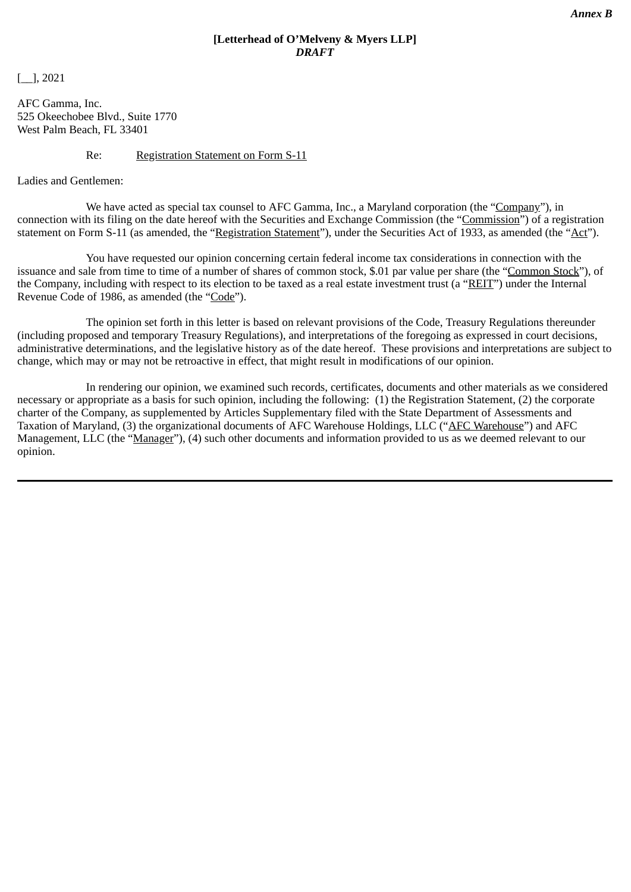*Annex B*

**[Letterhead of O'Melveny & Myers LLP]**
***DRAFT***

[__], 2021

AFC Gamma, Inc.
525 Okeechobee Blvd., Suite 1770
West Palm Beach, FL 33401

Re: Registration Statement on Form S-11

Ladies and Gentlemen:

We have acted as special tax counsel to AFC Gamma, Inc., a Maryland corporation (the "Company"), in connection with its filing on the date hereof with the Securities and Exchange Commission (the "Commission") of a registration statement on Form S-11 (as amended, the "Registration Statement"), under the Securities Act of 1933, as amended (the "Act").

You have requested our opinion concerning certain federal income tax considerations in connection with the issuance and sale from time to time of a number of shares of common stock, $.01 par value per share (the "Common Stock"), of the Company, including with respect to its election to be taxed as a real estate investment trust (a "REIT") under the Internal Revenue Code of 1986, as amended (the "Code").

The opinion set forth in this letter is based on relevant provisions of the Code, Treasury Regulations thereunder (including proposed and temporary Treasury Regulations), and interpretations of the foregoing as expressed in court decisions, administrative determinations, and the legislative history as of the date hereof. These provisions and interpretations are subject to change, which may or may not be retroactive in effect, that might result in modifications of our opinion.

In rendering our opinion, we examined such records, certificates, documents and other materials as we considered necessary or appropriate as a basis for such opinion, including the following: (1) the Registration Statement, (2) the corporate charter of the Company, as supplemented by Articles Supplementary filed with the State Department of Assessments and Taxation of Maryland, (3) the organizational documents of AFC Warehouse Holdings, LLC ("AFC Warehouse") and AFC Management, LLC (the "Manager"), (4) such other documents and information provided to us as we deemed relevant to our opinion.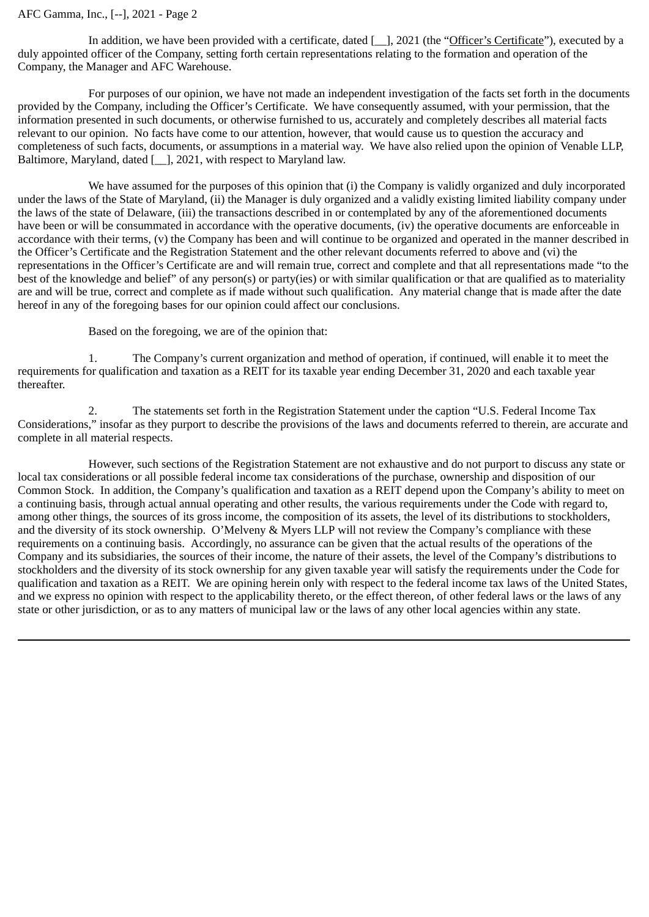In addition, we have been provided with a certificate, dated [__], 2021 (the "Officer's Certificate"), executed by a duly appointed officer of the Company, setting forth certain representations relating to the formation and operation of the Company, the Manager and AFC Warehouse.

For purposes of our opinion, we have not made an independent investigation of the facts set forth in the documents provided by the Company, including the Officer's Certificate. We have consequently assumed, with your permission, that the information presented in such documents, or otherwise furnished to us, accurately and completely describes all material facts relevant to our opinion. No facts have come to our attention, however, that would cause us to question the accuracy and completeness of such facts, documents, or assumptions in a material way. We have also relied upon the opinion of Venable LLP, Baltimore, Maryland, dated [__], 2021, with respect to Maryland law.

We have assumed for the purposes of this opinion that (i) the Company is validly organized and duly incorporated under the laws of the State of Maryland, (ii) the Manager is duly organized and a validly existing limited liability company under the laws of the state of Delaware, (iii) the transactions described in or contemplated by any of the aforementioned documents have been or will be consummated in accordance with the operative documents, (iv) the operative documents are enforceable in accordance with their terms, (v) the Company has been and will continue to be organized and operated in the manner described in the Officer's Certificate and the Registration Statement and the other relevant documents referred to above and (vi) the representations in the Officer's Certificate are and will remain true, correct and complete and that all representations made "to the best of the knowledge and belief" of any person(s) or party(ies) or with similar qualification or that are qualified as to materiality are and will be true, correct and complete as if made without such qualification. Any material change that is made after the date hereof in any of the foregoing bases for our opinion could affect our conclusions.

Based on the foregoing, we are of the opinion that:

1. The Company's current organization and method of operation, if continued, will enable it to meet the requirements for qualification and taxation as a REIT for its taxable year ending December 31, 2020 and each taxable year thereafter.

2. The statements set forth in the Registration Statement under the caption "U.S. Federal Income Tax Considerations," insofar as they purport to describe the provisions of the laws and documents referred to therein, are accurate and complete in all material respects.

However, such sections of the Registration Statement are not exhaustive and do not purport to discuss any state or local tax considerations or all possible federal income tax considerations of the purchase, ownership and disposition of our Common Stock. In addition, the Company's qualification and taxation as a REIT depend upon the Company's ability to meet on a continuing basis, through actual annual operating and other results, the various requirements under the Code with regard to, among other things, the sources of its gross income, the composition of its assets, the level of its distributions to stockholders, and the diversity of its stock ownership. O'Melveny & Myers LLP will not review the Company's compliance with these requirements on a continuing basis. Accordingly, no assurance can be given that the actual results of the operations of the Company and its subsidiaries, the sources of their income, the nature of their assets, the level of the Company's distributions to stockholders and the diversity of its stock ownership for any given taxable year will satisfy the requirements under the Code for qualification and taxation as a REIT. We are opining herein only with respect to the federal income tax laws of the United States, and we express no opinion with respect to the applicability thereto, or the effect thereon, of other federal laws or the laws of any state or other jurisdiction, or as to any matters of municipal law or the laws of any other local agencies within any state.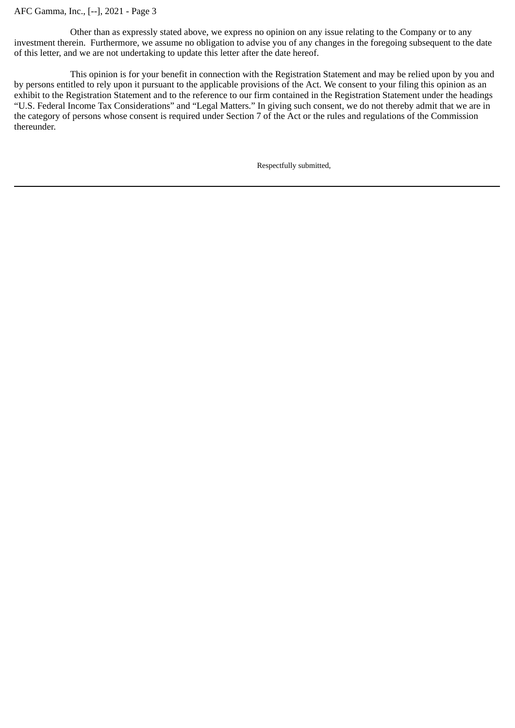Other than as expressly stated above, we express no opinion on any issue relating to the Company or to any investment therein. Furthermore, we assume no obligation to advise you of any changes in the foregoing subsequent to the date of this letter, and we are not undertaking to update this letter after the date hereof.

This opinion is for your benefit in connection with the Registration Statement and may be relied upon by you and by persons entitled to rely upon it pursuant to the applicable provisions of the Act. We consent to your filing this opinion as an exhibit to the Registration Statement and to the reference to our firm contained in the Registration Statement under the headings "U.S. Federal Income Tax Considerations" and "Legal Matters." In giving such consent, we do not thereby admit that we are in the category of persons whose consent is required under Section 7 of the Act or the rules and regulations of the Commission thereunder.

Respectfully submitted,